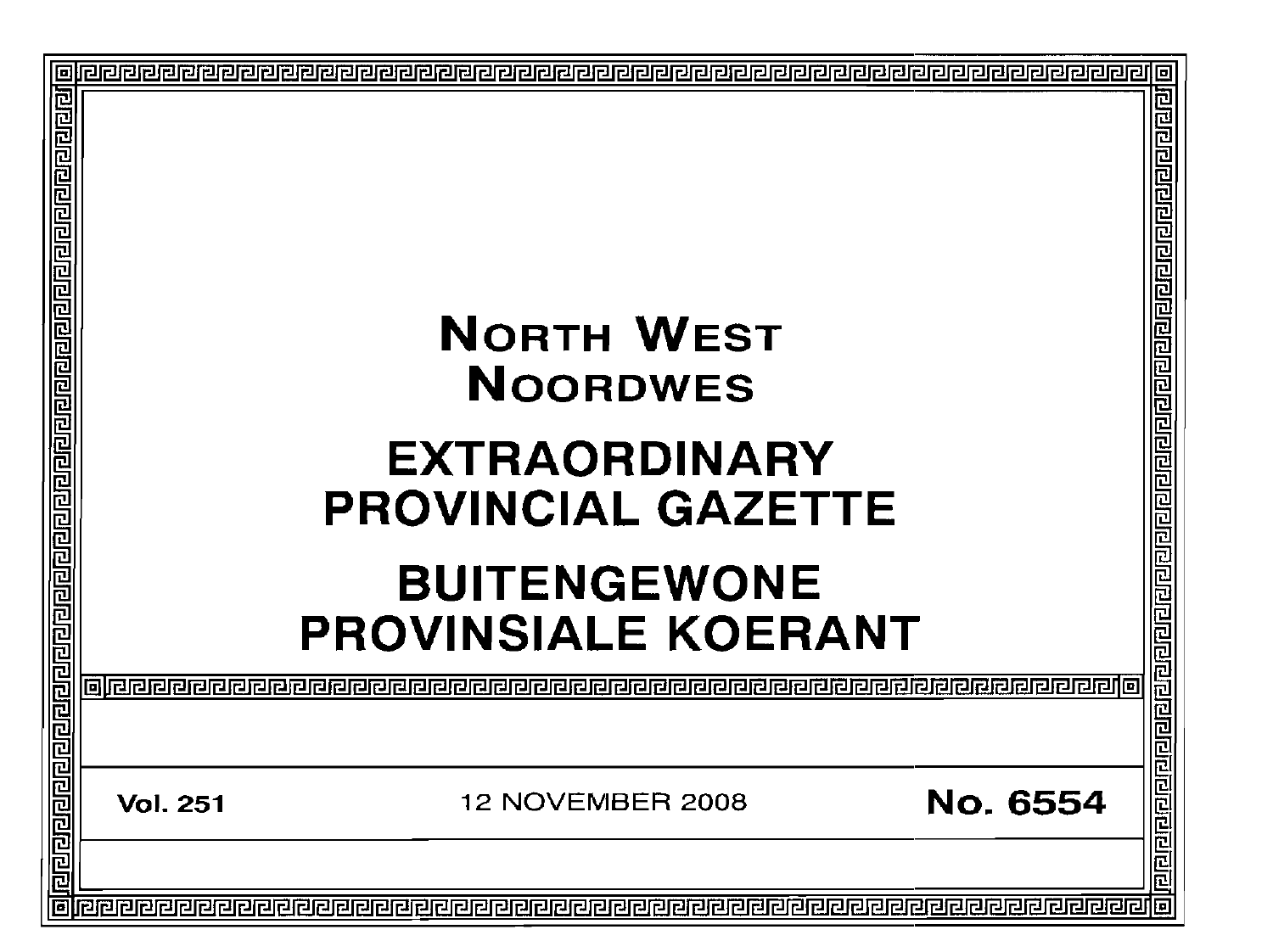# NORTH WEST
# NOORDWES

# EXTRAORDINARY PROVINCIAL GAZETTE

# BUITENGEWONE PROVINSIALE KOERANT

**Vol. 251** 12 NOVEMBER 2008 **No. 6554**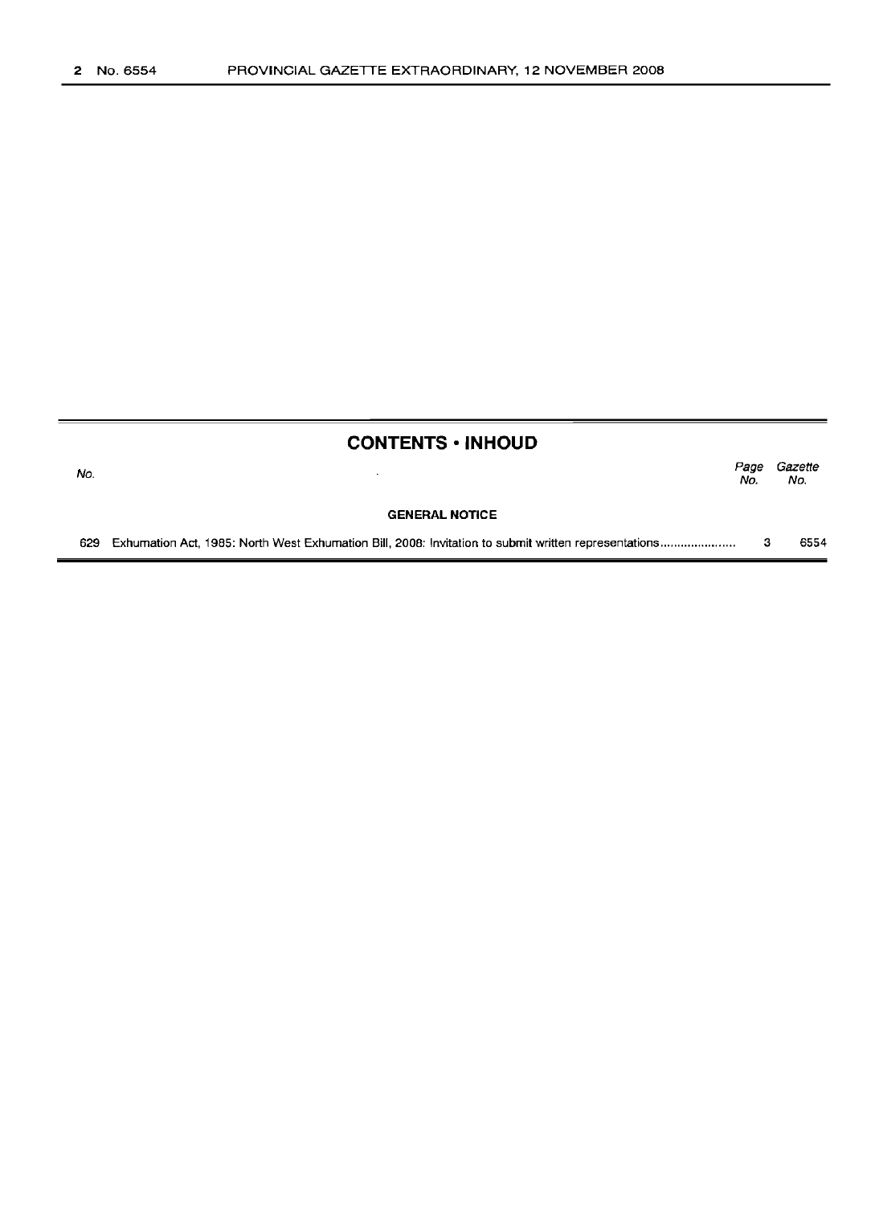## CONTENTS • INHOUD

| No. | | Page No. | Gazette No. |
|---|---|---|---|
| | **GENERAL NOTICE** | | |
| 629 | Exhumation Act, 1985: North West Exhumation Bill, 2008: Invitation to submit written representations | 3 | 6554 |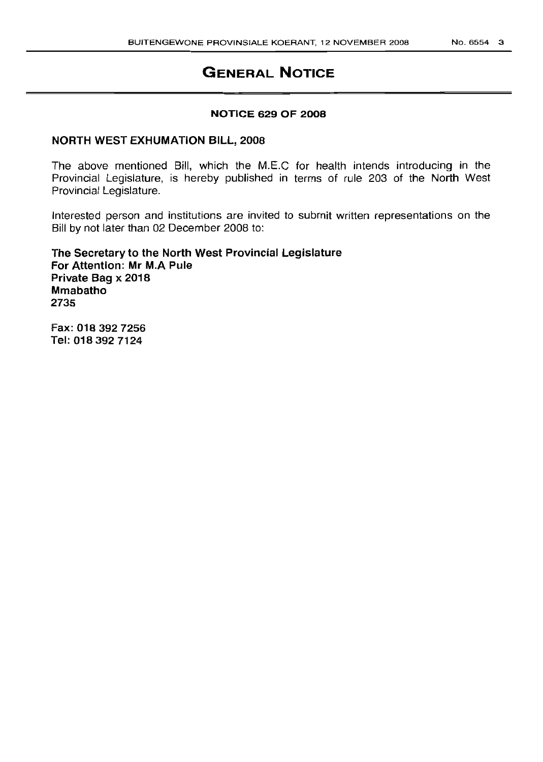# GENERAL NOTICE

**NOTICE 629 OF 2008**

**NORTH WEST EXHUMATION BILL, 2008**

The above mentioned Bill, which the M.E.C for health intends introducing in the Provincial Legislature, is hereby published in terms of rule 203 of the North West Provincial Legislature.

Interested person and institutions are invited to submit written representations on the Bill by not later than 02 December 2008 to:

**The Secretary to the North West Provincial Legislature**
**For Attention: Mr M.A Pule**
**Private Bag x 2018**
**Mmabatho**
**2735**

**Fax: 018 392 7256**
**Tel: 018 392 7124**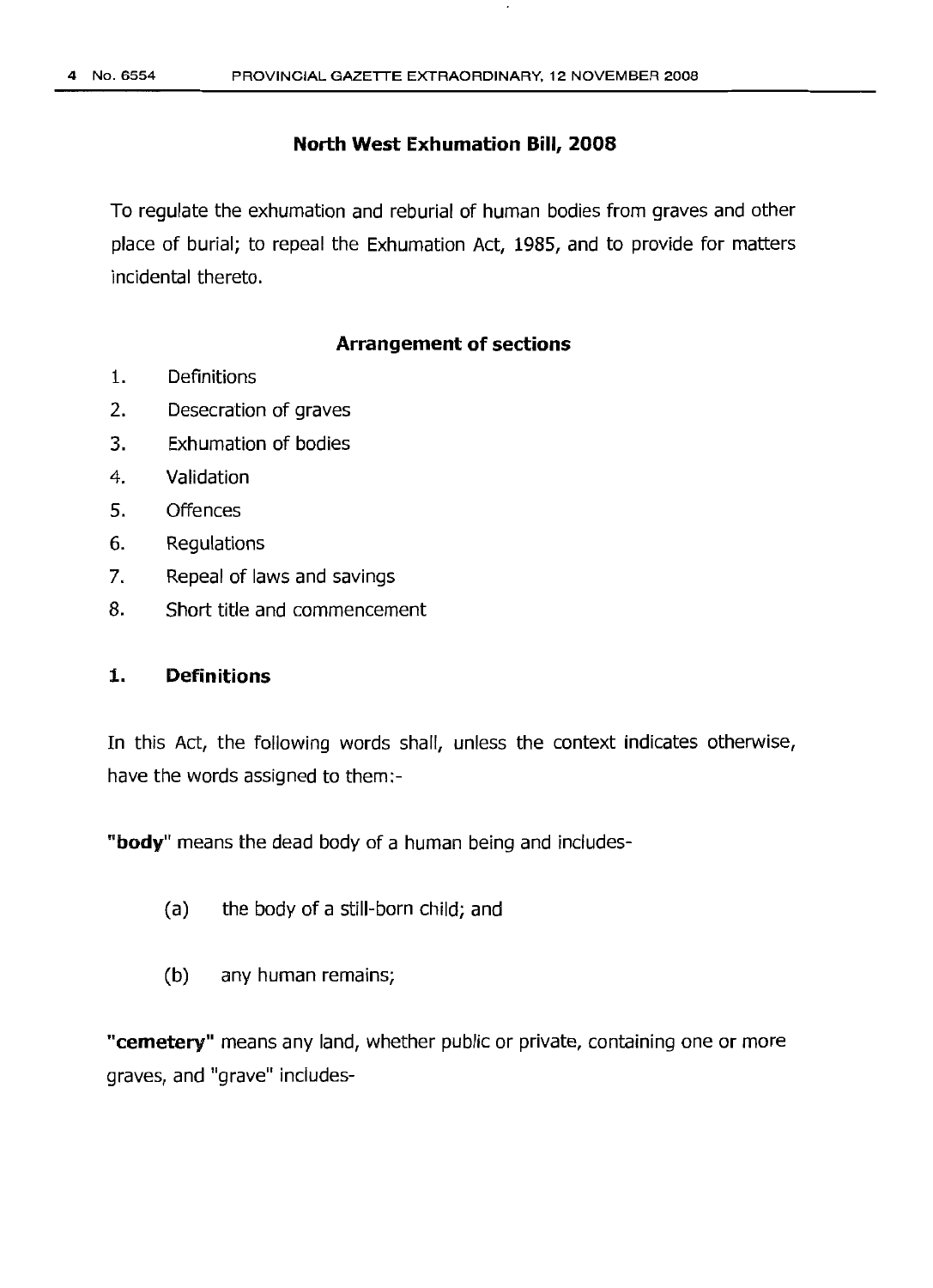## North West Exhumation Bill, 2008

To regulate the exhumation and reburial of human bodies from graves and other place of burial; to repeal the Exhumation Act, 1985, and to provide for matters incidental thereto.

### Arrangement of sections

1. Definitions
2. Desecration of graves
3. Exhumation of bodies
4. Validation
5. Offences
6. Regulations
7. Repeal of laws and savings
8. Short title and commencement

### 1. Definitions

In this Act, the following words shall, unless the context indicates otherwise, have the words assigned to them:-

**"body"** means the dead body of a human being and includes-

(a) the body of a still-born child; and

(b) any human remains;

**"cemetery"** means any land, whether public or private, containing one or more graves, and "grave" includes-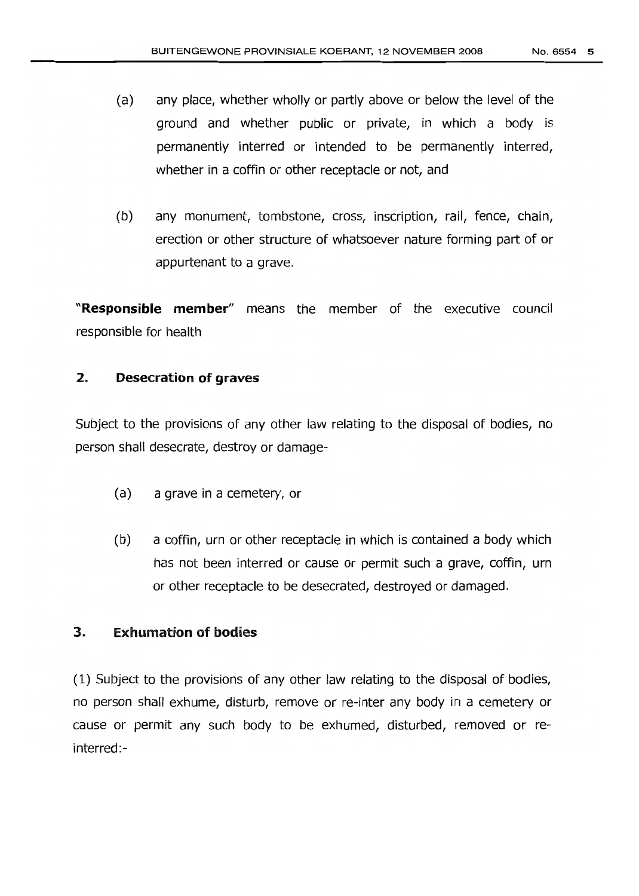(a) any place, whether wholly or partly above or below the level of the ground and whether public or private, in which a body is permanently interred or intended to be permanently interred, whether in a coffin or other receptacle or not, and

(b) any monument, tombstone, cross, inscription, rail, fence, chain, erection or other structure of whatsoever nature forming part of or appurtenant to a grave.

**"Responsible member"** means the member of the executive council responsible for health

### 2. Desecration of graves

Subject to the provisions of any other law relating to the disposal of bodies, no person shall desecrate, destroy or damage-

(a) a grave in a cemetery, or

(b) a coffin, urn or other receptacle in which is contained a body which has not been interred or cause or permit such a grave, coffin, urn or other receptacle to be desecrated, destroyed or damaged.

### 3. Exhumation of bodies

(1) Subject to the provisions of any other law relating to the disposal of bodies, no person shall exhume, disturb, remove or re-inter any body in a cemetery or cause or permit any such body to be exhumed, disturbed, removed or re-interred:-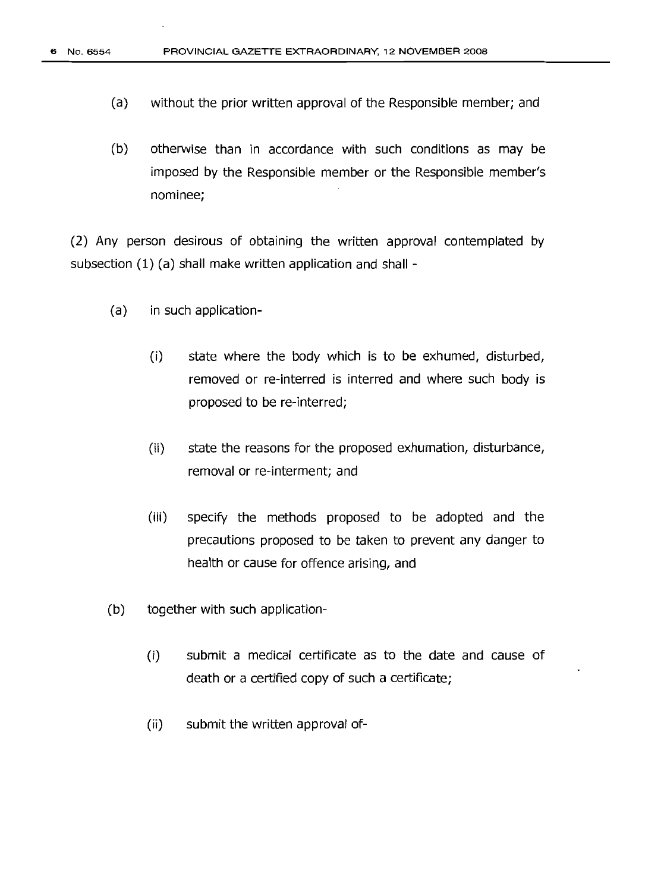(a) without the prior written approval of the Responsible member; and

(b) otherwise than in accordance with such conditions as may be imposed by the Responsible member or the Responsible member's nominee;

(2) Any person desirous of obtaining the written approval contemplated by subsection (1) (a) shall make written application and shall -

(a) in such application-

  (i) state where the body which is to be exhumed, disturbed, removed or re-interred is interred and where such body is proposed to be re-interred;

  (ii) state the reasons for the proposed exhumation, disturbance, removal or re-interment; and

  (iii) specify the methods proposed to be adopted and the precautions proposed to be taken to prevent any danger to health or cause for offence arising, and

(b) together with such application-

  (i) submit a medical certificate as to the date and cause of death or a certified copy of such a certificate;

  (ii) submit the written approval of-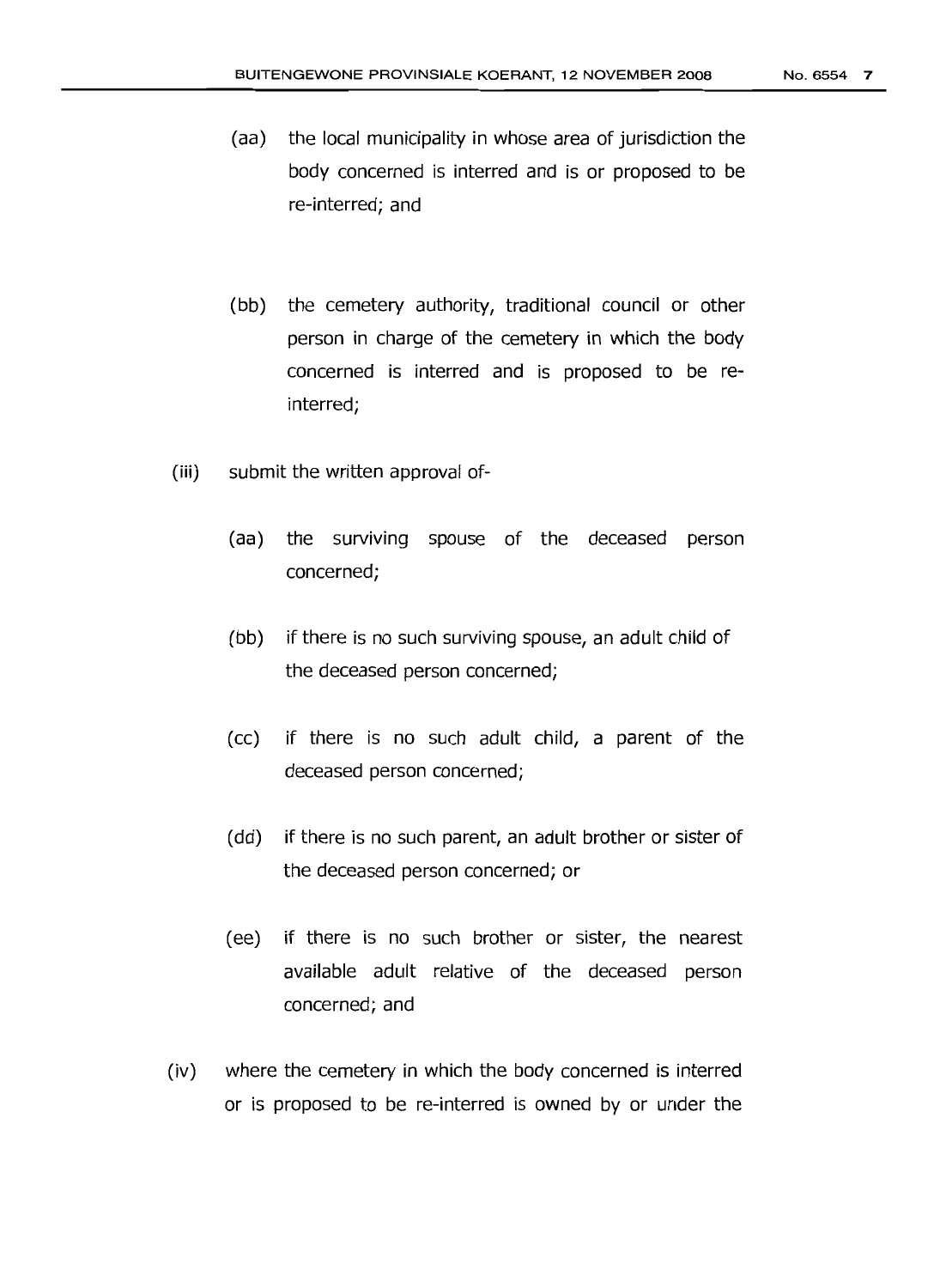(aa) the local municipality in whose area of jurisdiction the body concerned is interred and is or proposed to be re-interred; and

(bb) the cemetery authority, traditional council or other person in charge of the cemetery in which the body concerned is interred and is proposed to be re-interred;

(iii) submit the written approval of-

(aa) the surviving spouse of the deceased person concerned;

(bb) if there is no such surviving spouse, an adult child of the deceased person concerned;

(cc) if there is no such adult child, a parent of the deceased person concerned;

(dd) if there is no such parent, an adult brother or sister of the deceased person concerned; or

(ee) if there is no such brother or sister, the nearest available adult relative of the deceased person concerned; and

(iv) where the cemetery in which the body concerned is interred or is proposed to be re-interred is owned by or under the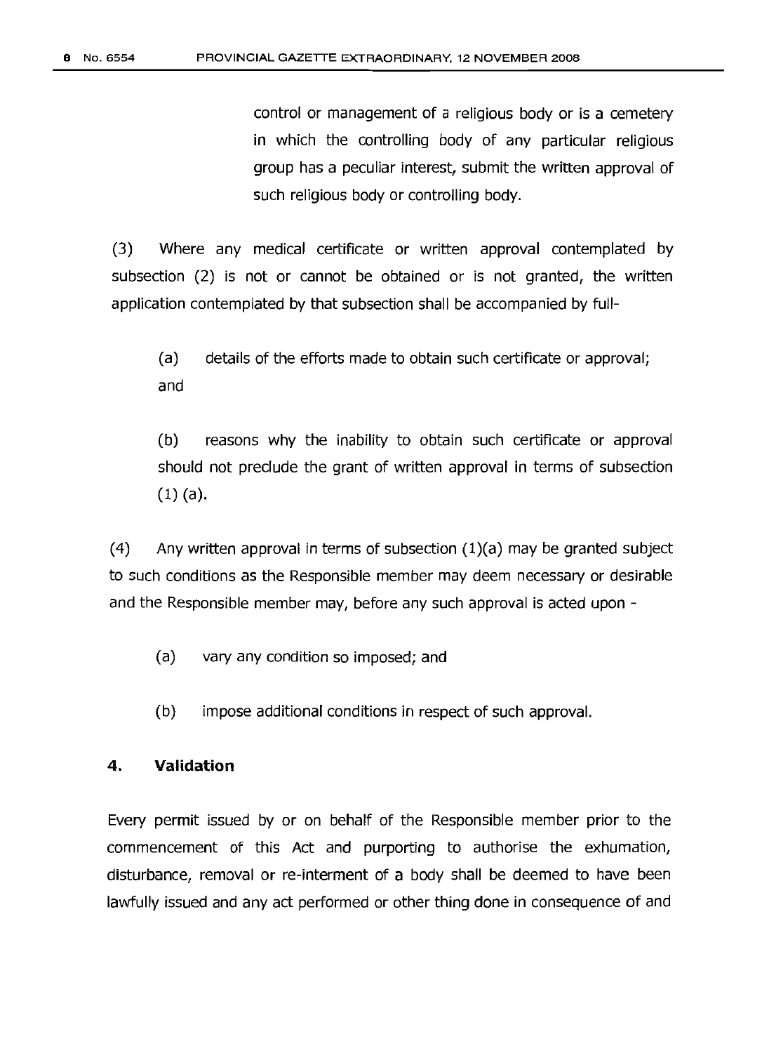control or management of a religious body or is a cemetery in which the controlling body of any particular religious group has a peculiar interest, submit the written approval of such religious body or controlling body.

(3) Where any medical certificate or written approval contemplated by subsection (2) is not or cannot be obtained or is not granted, the written application contemplated by that subsection shall be accompanied by full-

(a) details of the efforts made to obtain such certificate or approval; and

(b) reasons why the inability to obtain such certificate or approval should not preclude the grant of written approval in terms of subsection (1) (a).

(4) Any written approval in terms of subsection (1)(a) may be granted subject to such conditions as the Responsible member may deem necessary or desirable and the Responsible member may, before any such approval is acted upon -

(a) vary any condition so imposed; and

(b) impose additional conditions in respect of such approval.

**4. Validation**

Every permit issued by or on behalf of the Responsible member prior to the commencement of this Act and purporting to authorise the exhumation, disturbance, removal or re-interment of a body shall be deemed to have been lawfully issued and any act performed or other thing done in consequence of and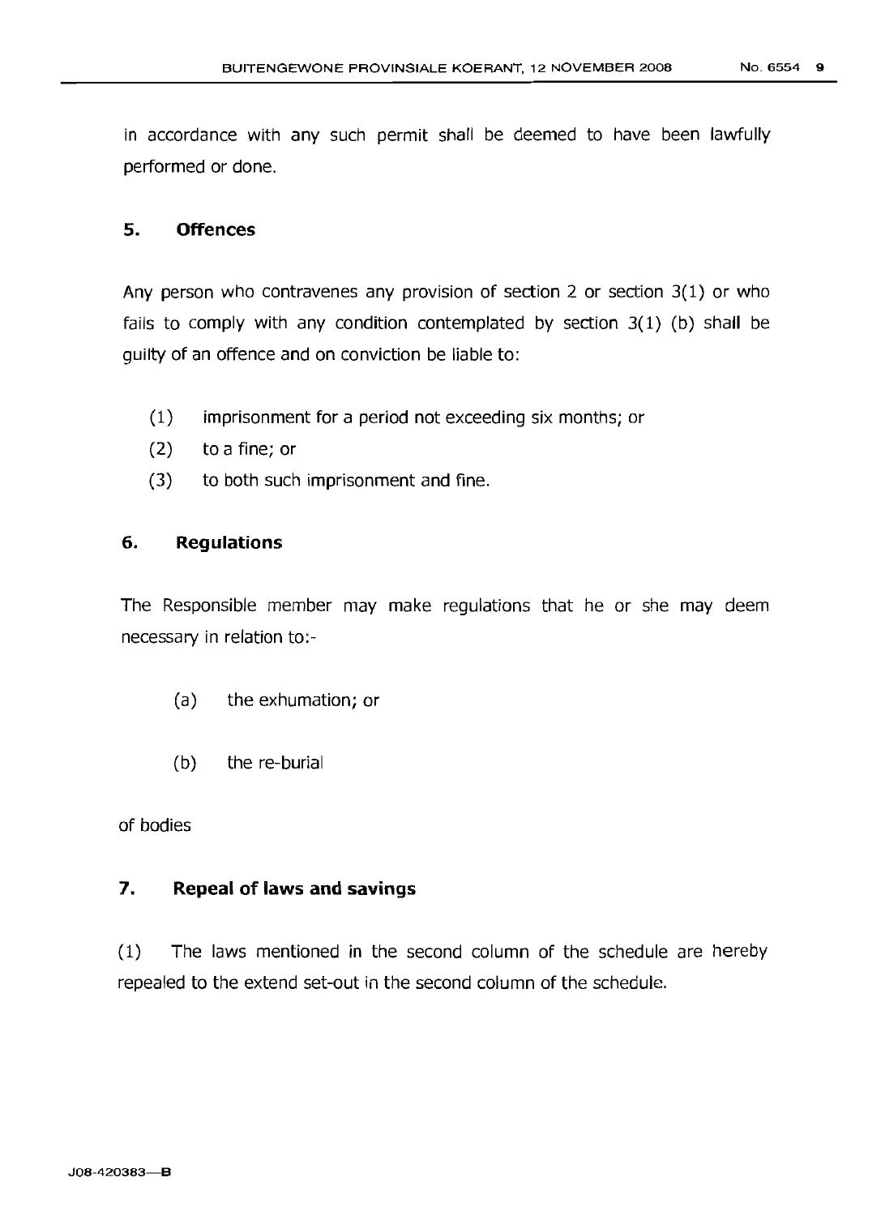in accordance with any such permit shall be deemed to have been lawfully performed or done.

## 5. Offences

Any person who contravenes any provision of section 2 or section 3(1) or who fails to comply with any condition contemplated by section 3(1) (b) shall be guilty of an offence and on conviction be liable to:

(1) imprisonment for a period not exceeding six months; or
(2) to a fine; or
(3) to both such imprisonment and fine.

## 6. Regulations

The Responsible member may make regulations that he or she may deem necessary in relation to:-

(a) the exhumation; or

(b) the re-burial

of bodies

## 7. Repeal of laws and savings

(1) The laws mentioned in the second column of the schedule are hereby repealed to the extend set-out in the second column of the schedule.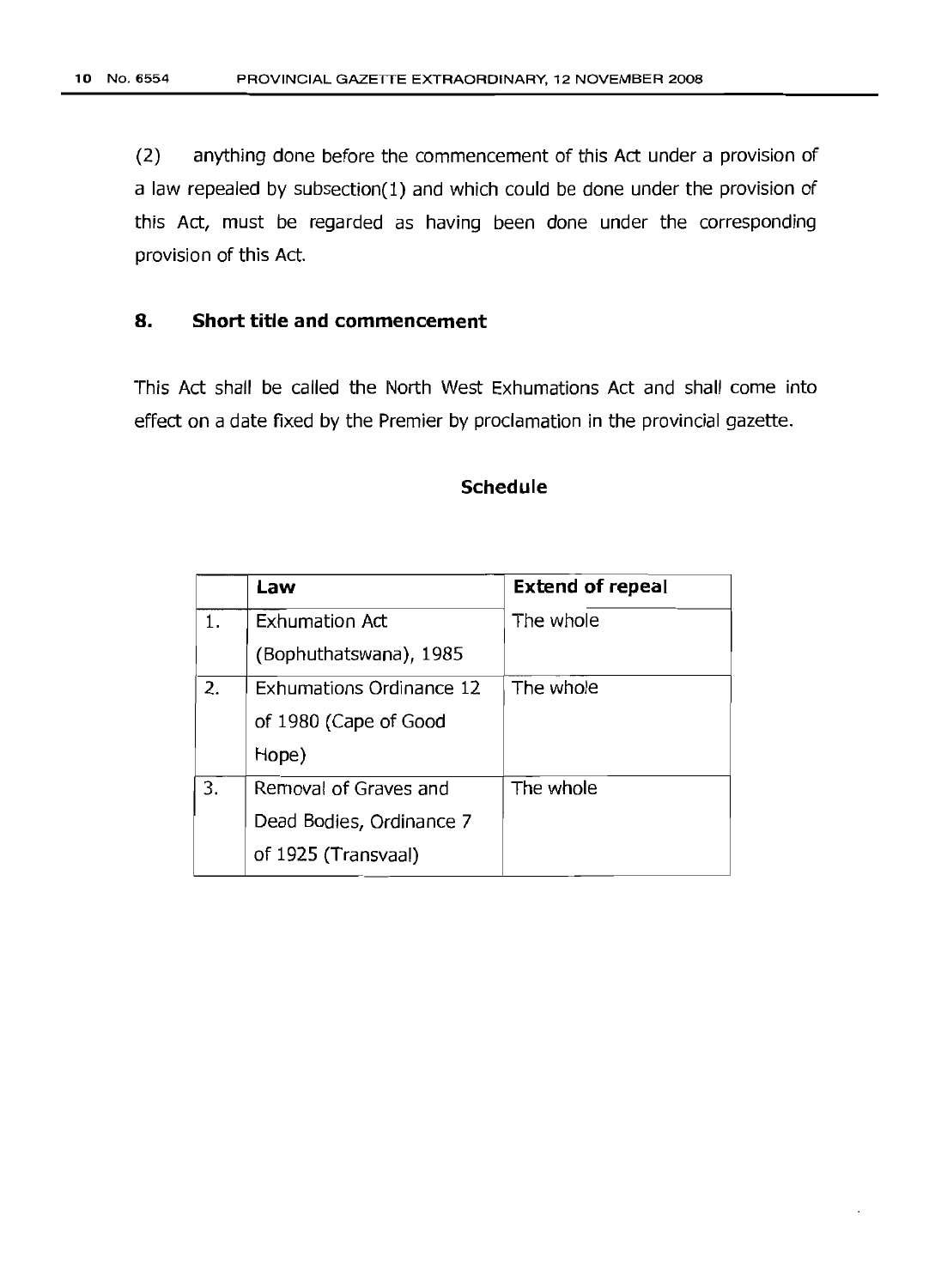(2) anything done before the commencement of this Act under a provision of a law repealed by subsection(1) and which could be done under the provision of this Act, must be regarded as having been done under the corresponding provision of this Act.

## 8. Short title and commencement

This Act shall be called the North West Exhumations Act and shall come into effect on a date fixed by the Premier by proclamation in the provincial gazette.

## Schedule

| | Law | Extend of repeal |
|---|---|---|
| 1. | Exhumation Act (Bophuthatswana), 1985 | The whole |
| 2. | Exhumations Ordinance 12 of 1980 (Cape of Good Hope) | The whole |
| 3. | Removal of Graves and Dead Bodies, Ordinance 7 of 1925 (Transvaal) | The whole |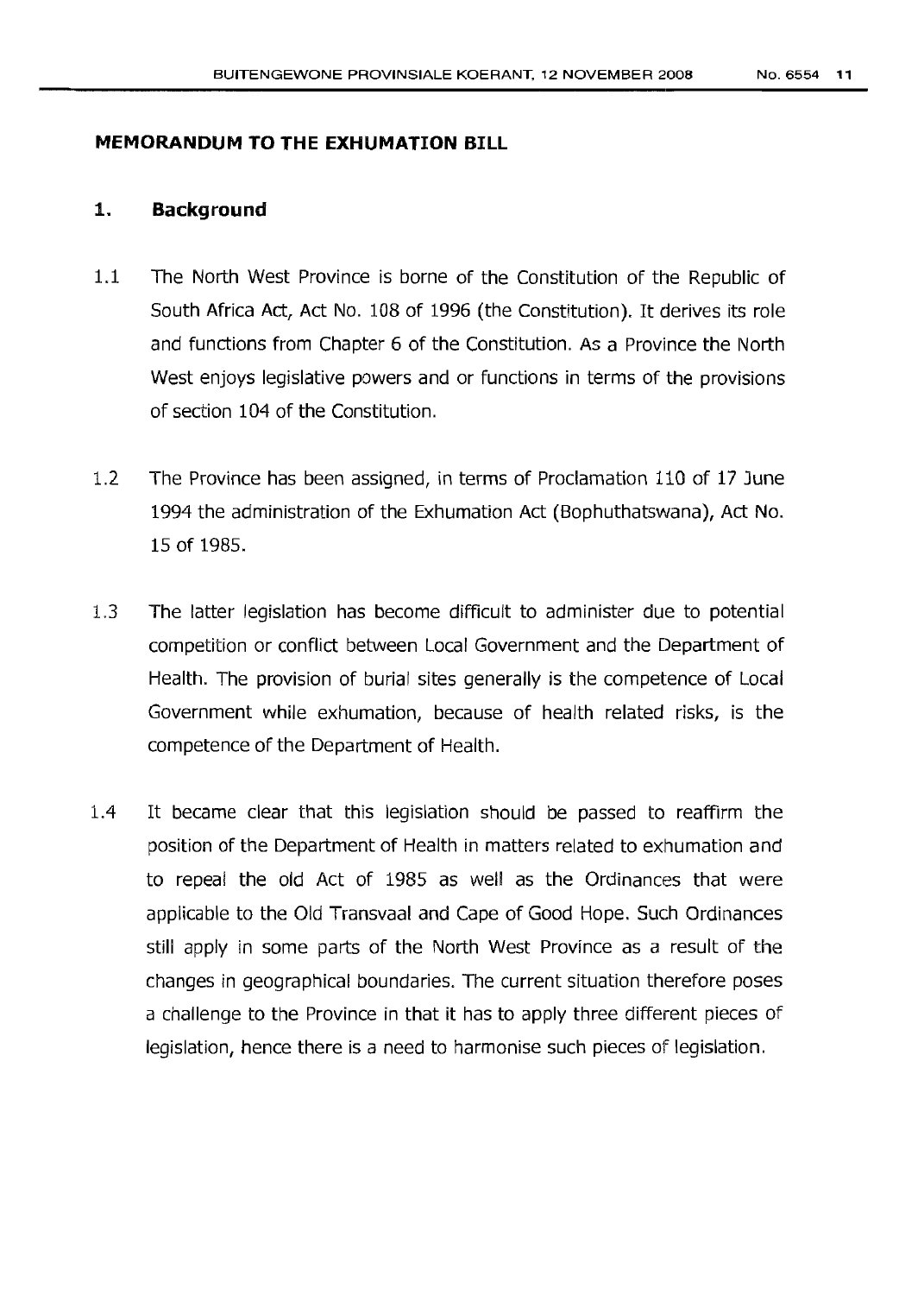## MEMORANDUM TO THE EXHUMATION BILL

### 1. Background

1.1 The North West Province is borne of the Constitution of the Republic of South Africa Act, Act No. 108 of 1996 (the Constitution). It derives its role and functions from Chapter 6 of the Constitution. As a Province the North West enjoys legislative powers and or functions in terms of the provisions of section 104 of the Constitution.

1.2 The Province has been assigned, in terms of Proclamation 110 of 17 June 1994 the administration of the Exhumation Act (Bophuthatswana), Act No. 15 of 1985.

1.3 The latter legislation has become difficult to administer due to potential competition or conflict between Local Government and the Department of Health. The provision of burial sites generally is the competence of Local Government while exhumation, because of health related risks, is the competence of the Department of Health.

1.4 It became clear that this legislation should be passed to reaffirm the position of the Department of Health in matters related to exhumation and to repeal the old Act of 1985 as well as the Ordinances that were applicable to the Old Transvaal and Cape of Good Hope. Such Ordinances still apply in some parts of the North West Province as a result of the changes in geographical boundaries. The current situation therefore poses a challenge to the Province in that it has to apply three different pieces of legislation, hence there is a need to harmonise such pieces of legislation.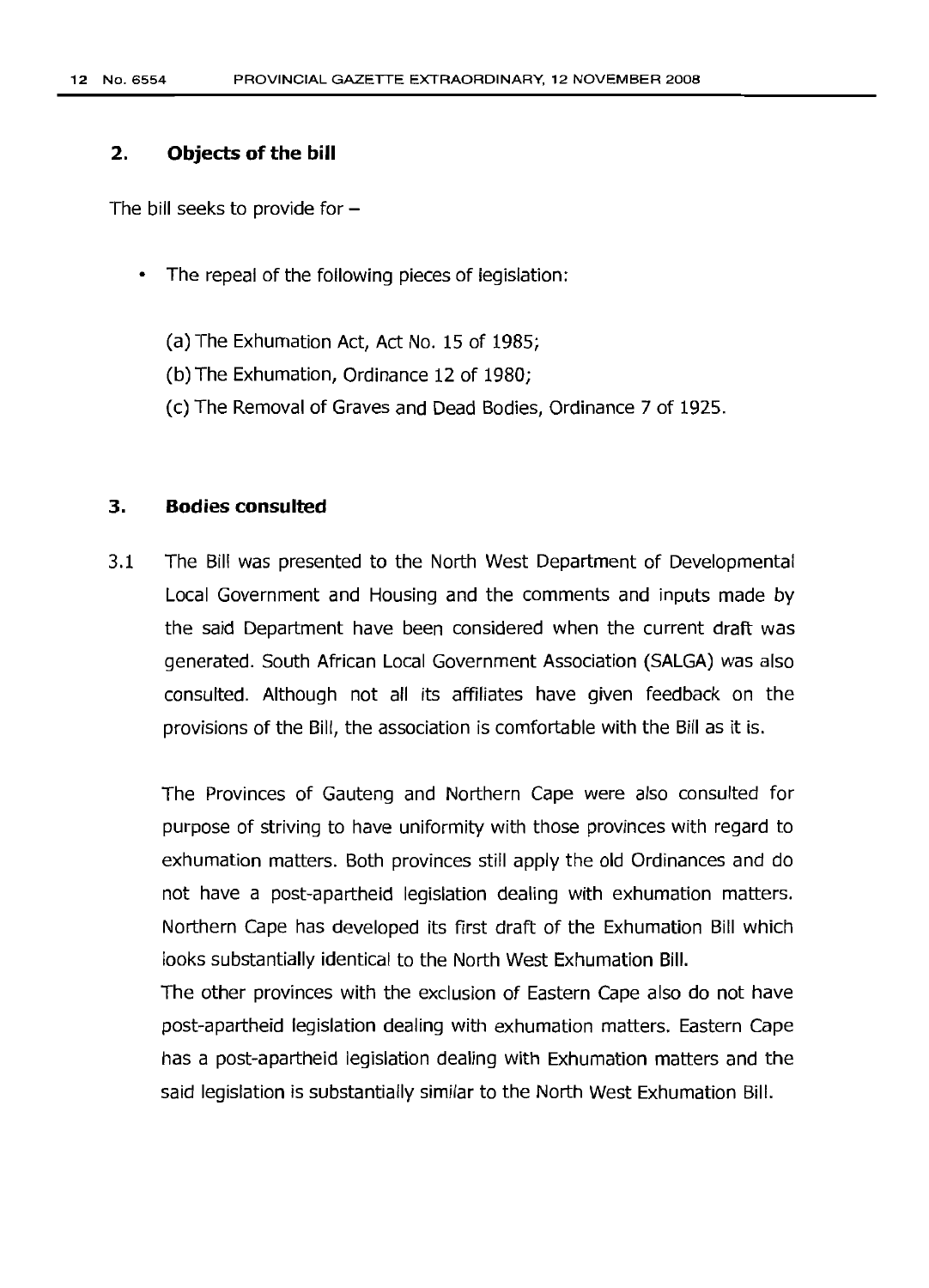## 2. Objects of the bill

The bill seeks to provide for –

- The repeal of the following pieces of legislation:

  (a) The Exhumation Act, Act No. 15 of 1985;

  (b) The Exhumation, Ordinance 12 of 1980;

  (c) The Removal of Graves and Dead Bodies, Ordinance 7 of 1925.

## 3. Bodies consulted

3.1 The Bill was presented to the North West Department of Developmental Local Government and Housing and the comments and inputs made by the said Department have been considered when the current draft was generated. South African Local Government Association (SALGA) was also consulted. Although not all its affiliates have given feedback on the provisions of the Bill, the association is comfortable with the Bill as it is.

The Provinces of Gauteng and Northern Cape were also consulted for purpose of striving to have uniformity with those provinces with regard to exhumation matters. Both provinces still apply the old Ordinances and do not have a post-apartheid legislation dealing with exhumation matters. Northern Cape has developed its first draft of the Exhumation Bill which looks substantially identical to the North West Exhumation Bill.

The other provinces with the exclusion of Eastern Cape also do not have post-apartheid legislation dealing with exhumation matters. Eastern Cape has a post-apartheid legislation dealing with Exhumation matters and the said legislation is substantially similar to the North West Exhumation Bill.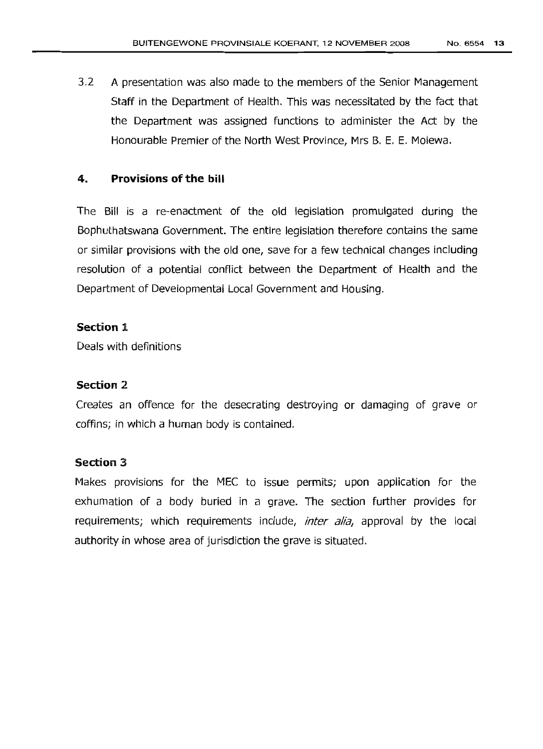3.2 A presentation was also made to the members of the Senior Management Staff in the Department of Health. This was necessitated by the fact that the Department was assigned functions to administer the Act by the Honourable Premier of the North West Province, Mrs B. E. E. Molewa.

## 4. Provisions of the bill

The Bill is a re-enactment of the old legislation promulgated during the Bophuthatswana Government. The entire legislation therefore contains the same or similar provisions with the old one, save for a few technical changes including resolution of a potential conflict between the Department of Health and the Department of Developmental Local Government and Housing.

### Section 1

Deals with definitions

### Section 2

Creates an offence for the desecrating destroying or damaging of grave or coffins; in which a human body is contained.

### Section 3

Makes provisions for the MEC to issue permits; upon application for the exhumation of a body buried in a grave. The section further provides for requirements; which requirements include, *inter alia*, approval by the local authority in whose area of jurisdiction the grave is situated.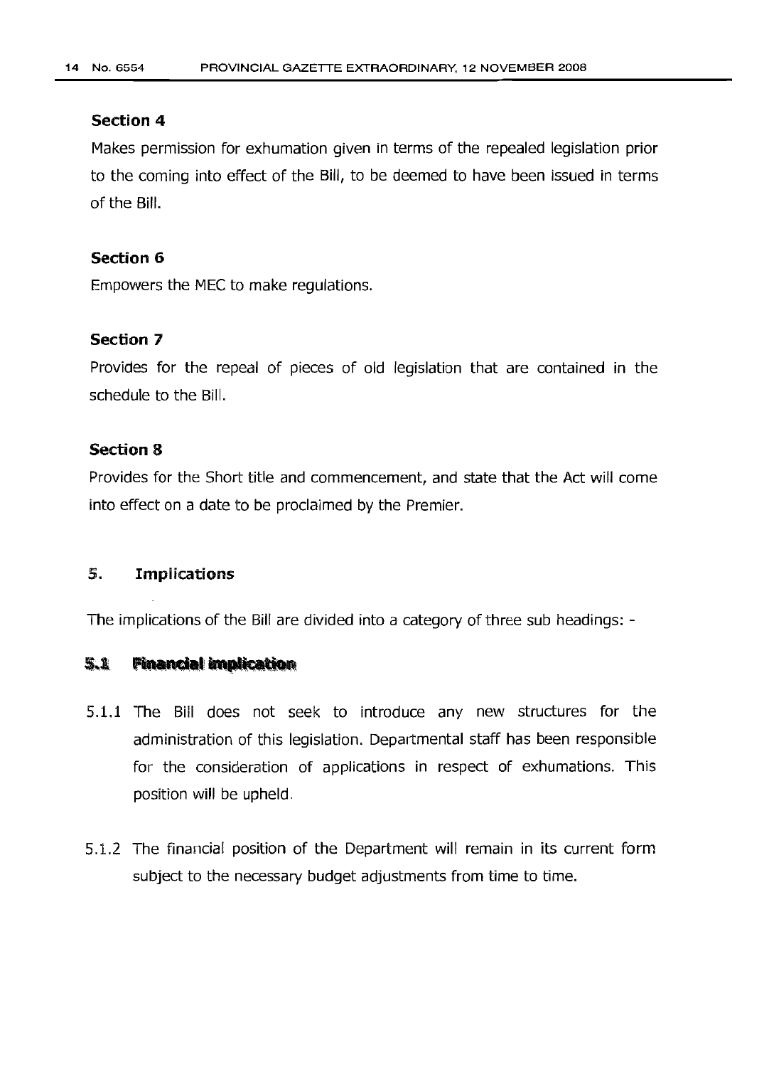### Section 4

Makes permission for exhumation given in terms of the repealed legislation prior to the coming into effect of the Bill, to be deemed to have been issued in terms of the Bill.

### Section 6

Empowers the MEC to make regulations.

### Section 7

Provides for the repeal of pieces of old legislation that are contained in the schedule to the Bill.

### Section 8

Provides for the Short title and commencement, and state that the Act will come into effect on a date to be proclaimed by the Premier.

## 5. Implications

The implications of the Bill are divided into a category of three sub headings: -

### 5.1 Financial implication

5.1.1 The Bill does not seek to introduce any new structures for the administration of this legislation. Departmental staff has been responsible for the consideration of applications in respect of exhumations. This position will be upheld.

5.1.2 The financial position of the Department will remain in its current form subject to the necessary budget adjustments from time to time.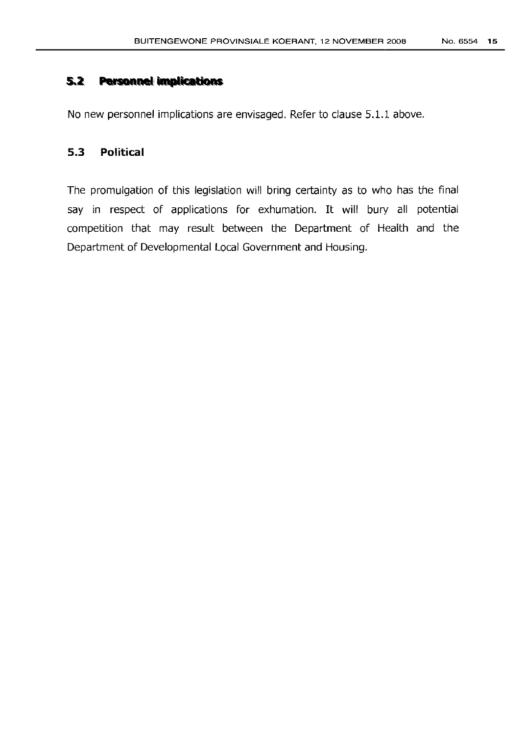## 5.2 Personnel implications

No new personnel implications are envisaged. Refer to clause 5.1.1 above.

## 5.3 Political

The promulgation of this legislation will bring certainty as to who has the final say in respect of applications for exhumation. It will bury all potential competition that may result between the Department of Health and the Department of Developmental Local Government and Housing.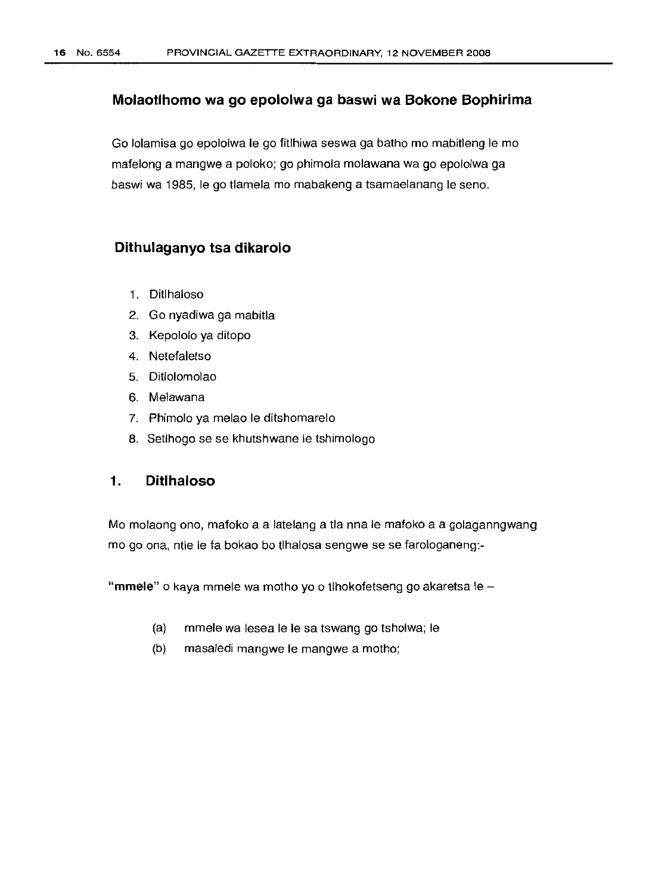## Molaotlhomo wa go epololwa ga baswi wa Bokone Bophirima

Go lolamisa go epololwa le go fitlhiwa seswa ga batho mo mabitleng le mo mafelong a mangwe a poloko; go phimola molawana wa go epololwa ga baswi wa 1985, le go tlamela mo mabakeng a tsamaelanang le seno.

### Dithulaganyo tsa dikarolo

1. Ditlhaloso
2. Go nyadiwa ga mabitla
3. Kepololo ya ditopo
4. Netefaletso
5. Ditlolomolao
6. Melawana
7. Phimolo ya melao le ditshomarelo
8. Setlhogo se se khutshwane le tshimologo

### 1. Ditlhaloso

Mo molaong ono, mafoko a a latelang a tla nna le mafoko a a golaganngwang mo go ona, ntle le fa bokao bo tlhalosa sengwe se se farologaneng:-

**"mmele"** o kaya mmele wa motho yo o tlhokofetseng go akaretsa le –

(a) mmele wa lesea le le sa tswang go tsholwa; le

(b) masaledi mangwe le mangwe a motho;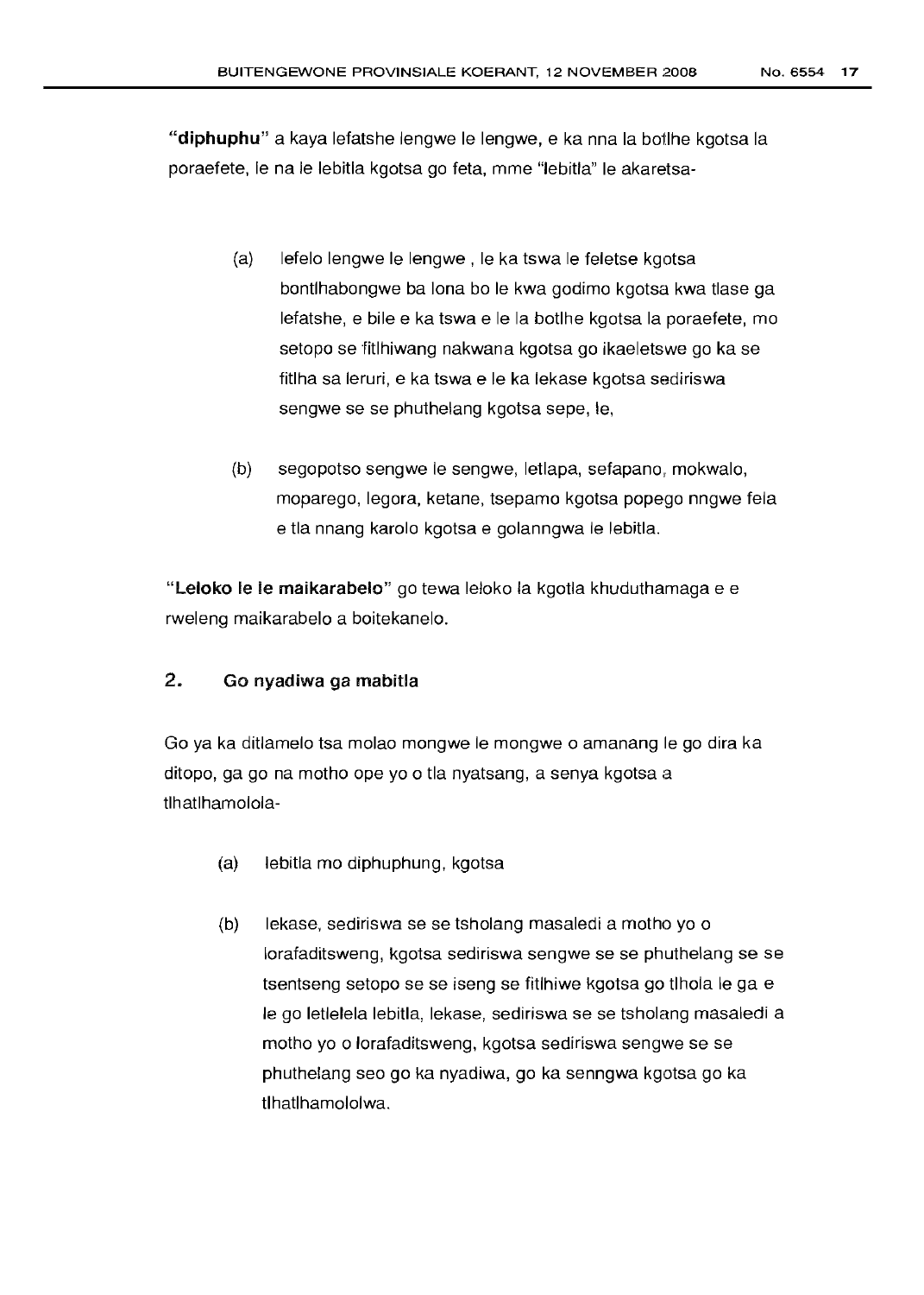**"diphuphu"** a kaya lefatshe lengwe le lengwe, e ka nna la botlhe kgotsa la poraefete, le na le lebitla kgotsa go feta, mme "lebitla" le akaretsa-

(a) lefelo lengwe le lengwe , le ka tswa le feletse kgotsa bontlhabongwe ba lona bo le kwa godimo kgotsa kwa tlase ga lefatshe, e bile e ka tswa e le la botlhe kgotsa la poraefete, mo setopo se fitlhiwang nakwana kgotsa go ikaeletswe go ka se fitlha sa leruri, e ka tswa e le ka lekase kgotsa sediriswa sengwe se se phuthelang kgotsa sepe, le,

(b) segopotso sengwe le sengwe, letlapa, sefapano, mokwalo, moparego, legora, ketane, tsepamo kgotsa popego nngwe fela e tla nnang karolo kgotsa e golanngwa le lebitla.

**"Leloko le le maikarabelo"** go tewa leloko la kgotla khuduthamaga e e rweleng maikarabelo a boitekanelo.

## 2. Go nyadiwa ga mabitla

Go ya ka ditlamelo tsa molao mongwe le mongwe o amanang le go dira ka ditopo, ga go na motho ope yo o tla nyatsang, a senya kgotsa a tlhatlhamolola-

(a) lebitla mo diphuphung, kgotsa

(b) lekase, sediriswa se se tsholang masaledi a motho yo o lorafaditsweng, kgotsa sediriswa sengwe se se phuthelang se se tsentseng setopo se se iseng se fitlhiwe kgotsa go tlhola le ga e le go letlelela lebitla, lekase, sediriswa se se tsholang masaledi a motho yo o lorafaditsweng, kgotsa sediriswa sengwe se se phuthelang seo go ka nyadiwa, go ka senngwa kgotsa go ka tlhatlhamololwa.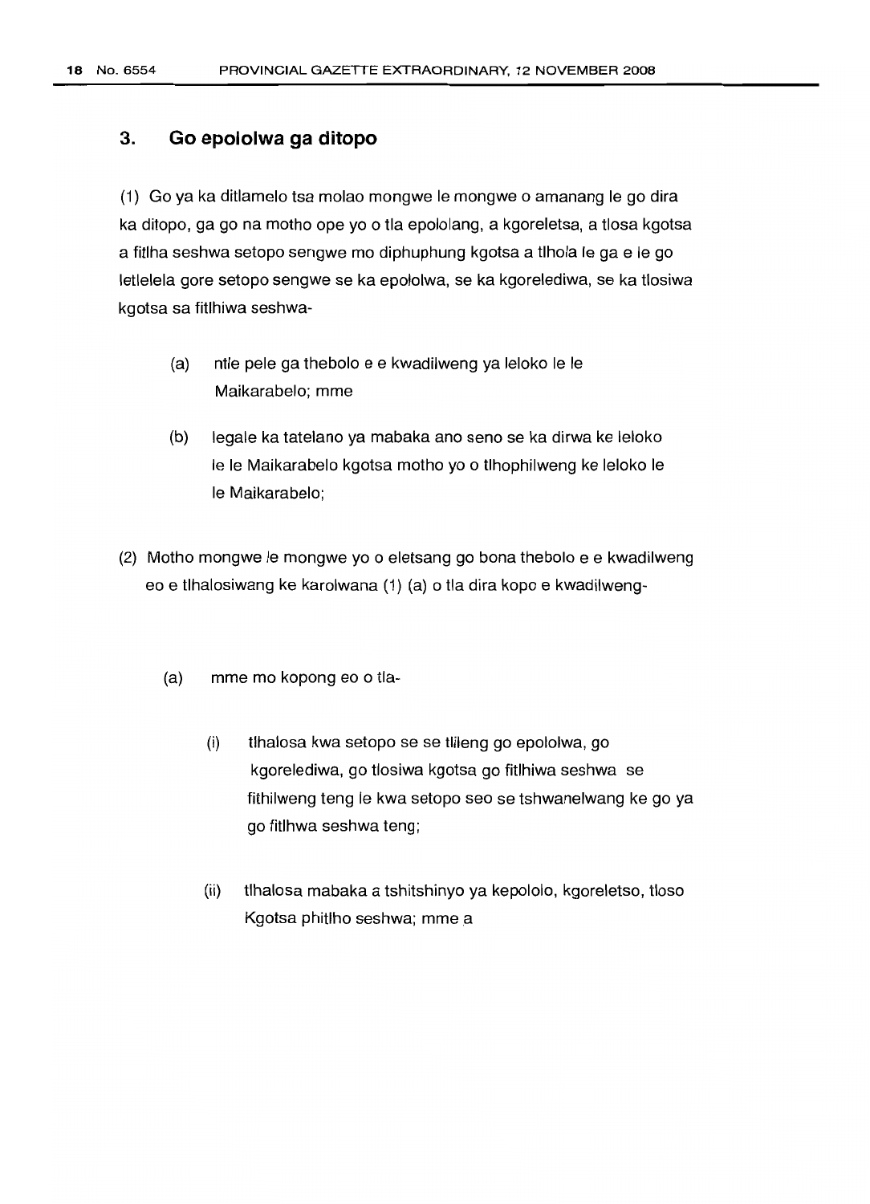## 3. Go epololwa ga ditopo

(1) Go ya ka ditlamelo tsa molao mongwe le mongwe o amanang le go dira ka ditopo, ga go na motho ope yo o tla epololang, a kgoreletsa, a tlosa kgotsa a fitlha seshwa setopo sengwe mo diphuphung kgotsa a tlhola le ga e le go letlelela gore setopo sengwe se ka epololwa, se ka kgorelediwa, se ka tlosiwa kgotsa sa fitlhiwa seshwa-

(a) ntle pele ga thebolo e e kwadilweng ya leloko le le Maikarabelo; mme

(b) legale ka tatelano ya mabaka ano seno se ka dirwa ke leloko le le Maikarabelo kgotsa motho yo o tlhophilweng ke leloko le le Maikarabelo;

(2) Motho mongwe le mongwe yo o eletsang go bona thebolo e e kwadilweng eo e tlhalosiwang ke karolwana (1) (a) o tla dira kopo e kwadilweng-

(a) mme mo kopong eo o tla-

(i) tlhalosa kwa setopo se se tlileng go epololwa, go kgorelediwa, go tlosiwa kgotsa go fitlhiwa seshwa se fithilweng teng le kwa setopo seo se tshwanelwang ke go ya go fitlhwa seshwa teng;

(ii) tlhalosa mabaka a tshitshinyo ya kepololo, kgoreletso, tloso Kgotsa phitlho seshwa; mme a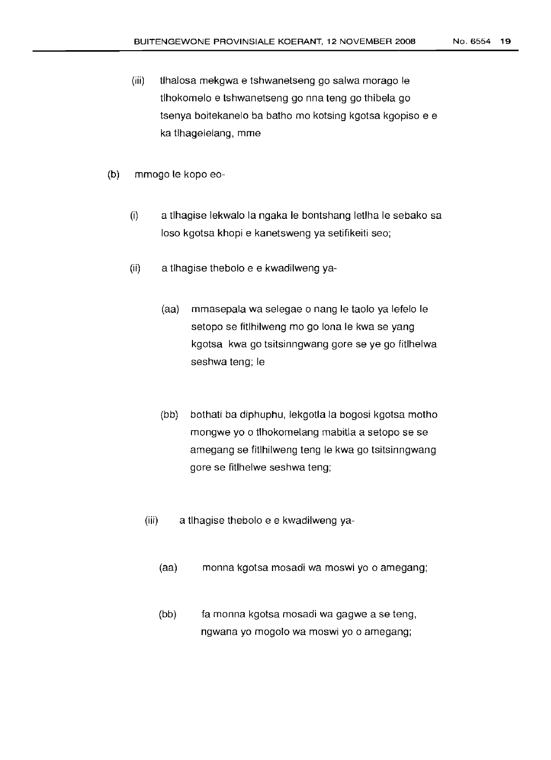(iii) tlhalosa mekgwa e tshwanetseng go salwa morago le tlhokomelo e tshwanetseng go nna teng go thibela go tsenya boitekanelo ba batho mo kotsing kgotsa kgopiso e e ka tlhagelelang, mme

(b) mmogo le kopo eo-

(i) a tlhagise lekwalo la ngaka le bontshang letlha le sebako sa loso kgotsa khopi e kanetsweng ya setifikeiti seo;

(ii) a tlhagise thebolo e e kwadilweng ya-

(aa) mmasepala wa selegae o nang le taolo ya lefelo le setopo se fitlhilweng mo go lona le kwa se yang kgotsa kwa go tsitsinngwang gore se ye go fitlhelwa seshwa teng; le

(bb) bothati ba diphuphu, lekgotla la bogosi kgotsa motho mongwe yo o tlhokomelang mabitla a setopo se se amegang se fitlhilweng teng le kwa go tsitsinngwang gore se fitlhelwe seshwa teng;

(iii) a tlhagise thebolo e e kwadilweng ya-

(aa) monna kgotsa mosadi wa moswi yo o amegang;

(bb) fa monna kgotsa mosadi wa gagwe a se teng, ngwana yo mogolo wa moswi yo o amegang;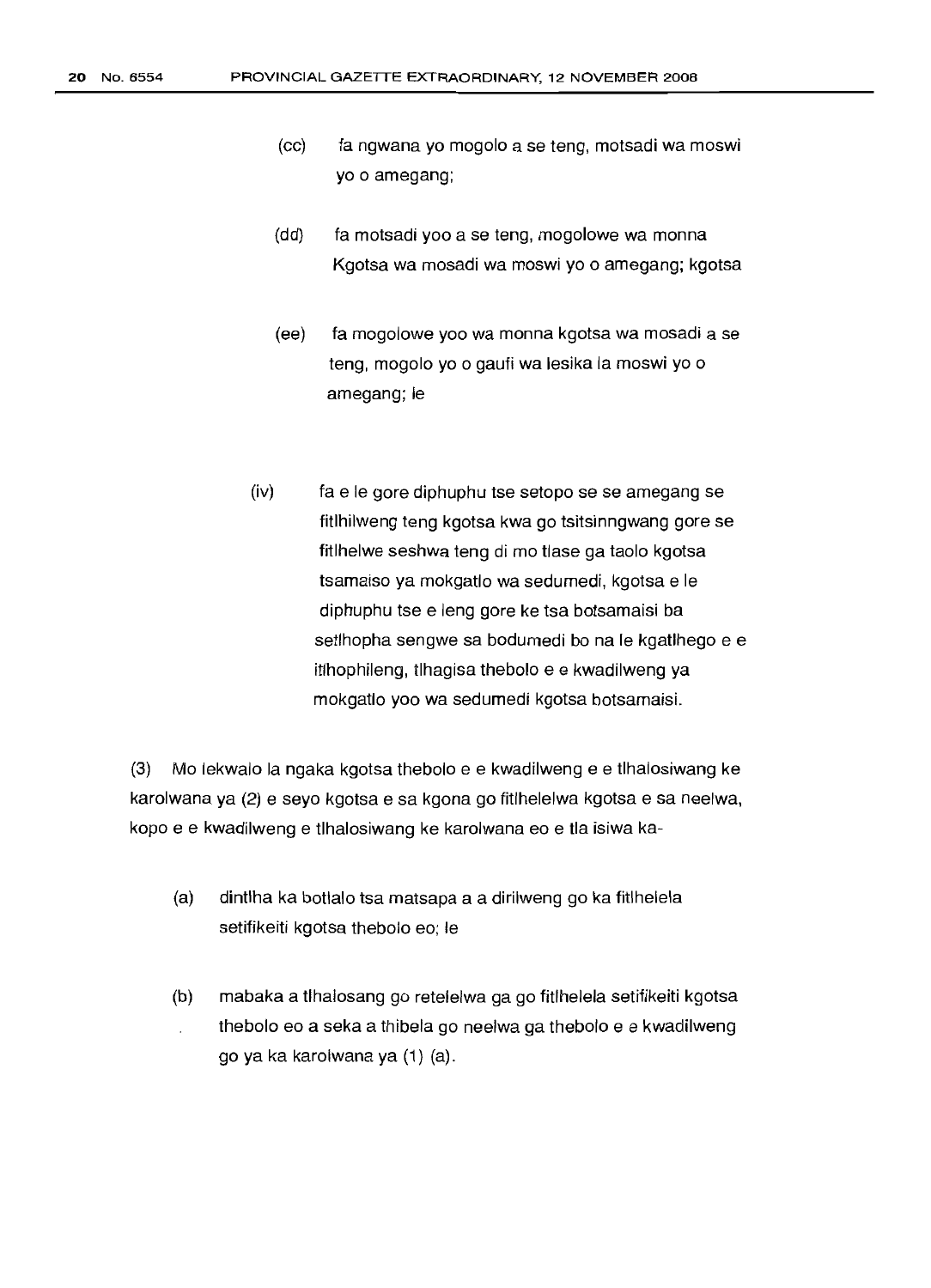(cc) fa ngwana yo mogolo a se teng, motsadi wa moswi yo o amegang;

(dd) fa motsadi yoo a se teng, mogolowe wa monna Kgotsa wa mosadi wa moswi yo o amegang; kgotsa

(ee) fa mogolowe yoo wa monna kgotsa wa mosadi a se teng, mogolo yo o gaufi wa lesika la moswi yo o amegang; le

(iv) fa e le gore diphuphu tse setopo se se amegang se fitlhilweng teng kgotsa kwa go tsitsinngwang gore se fitlhelwe seshwa teng di mo tlase ga taolo kgotsa tsamaiso ya mokgatlo wa sedumedi, kgotsa e le diphuphu tse e leng gore ke tsa botsamaisi ba setlhopha sengwe sa bodumedi bo na le kgatlhego e e itlhophileng, tlhagisa thebolo e e kwadilweng ya mokgatlo yoo wa sedumedi kgotsa botsamaisi.

(3) Mo lekwalo la ngaka kgotsa thebolo e e kwadilweng e e tlhalosiwang ke karolwana ya (2) e seyo kgotsa e sa kgona go fitlhelelwa kgotsa e sa neelwa, kopo e e kwadilweng e tlhalosiwang ke karolwana eo e tla isiwa ka-

(a) dintlha ka botlalo tsa matsapa a a dirilweng go ka fitlhelela setifikeiti kgotsa thebolo eo; le

(b) mabaka a tlhalosang go retelelwa ga go fitlhelela setifikeiti kgotsa thebolo eo a seka a thibela go neelwa ga thebolo e e kwadilweng go ya ka karolwana ya (1) (a).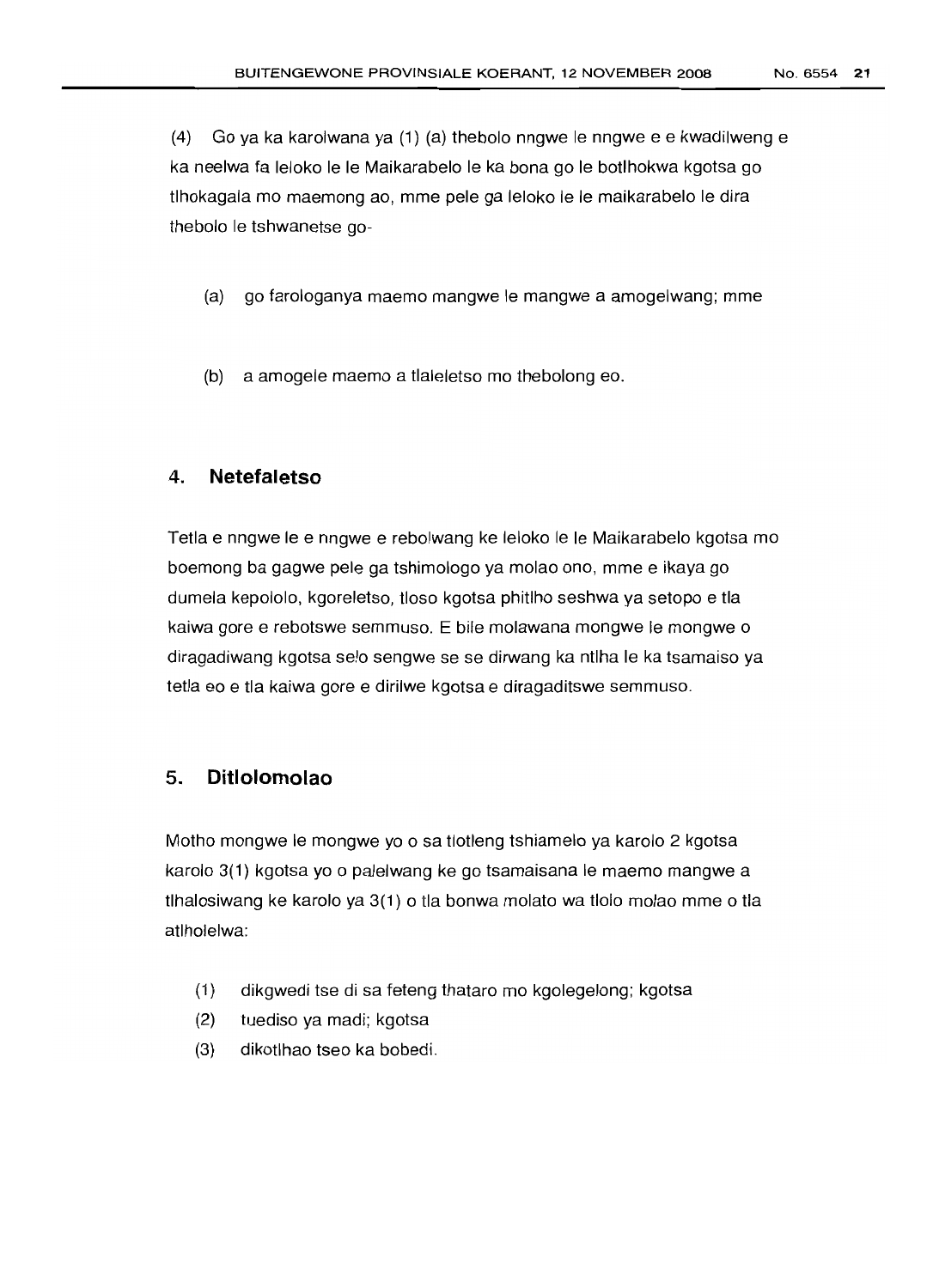(4) Go ya ka karolwana ya (1) (a) thebolo nngwe le nngwe e e kwadilweng e ka neelwa fa leloko le le Maikarabelo le ka bona go le botlhokwa kgotsa go tlhokagala mo maemong ao, mme pele ga leloko le le maikarabelo le dira thebolo le tshwanetse go-

(a) go farologanya maemo mangwe le mangwe a amogelwang; mme

(b) a amogele maemo a tlaleletso mo thebolong eo.

## 4. Netefaletso

Tetla e nngwe le e nngwe e rebolwang ke leloko le le Maikarabelo kgotsa mo boemong ba gagwe pele ga tshimologo ya molao ono, mme e ikaya go dumela kepololo, kgoreletso, tloso kgotsa phitlho seshwa ya setopo e tla kaiwa gore e rebotswe semmuso. E bile molawana mongwe le mongwe o diragadiwang kgotsa selo sengwe se se dirwang ka ntlha le ka tsamaiso ya tetla eo e tla kaiwa gore e dirilwe kgotsa e diragaditswe semmuso.

## 5. Ditlolomolao

Motho mongwe le mongwe yo o sa tlotleng tshiamelo ya karolo 2 kgotsa karolo 3(1) kgotsa yo o palelwang ke go tsamaisana le maemo mangwe a tlhalosiwang ke karolo ya 3(1) o tla bonwa molato wa tlolo molao mme o tla atlholelwa:

(1) dikgwedi tse di sa feteng thataro mo kgolegelong; kgotsa
(2) tuediso ya madi; kgotsa
(3) dikotlhao tseo ka bobedi.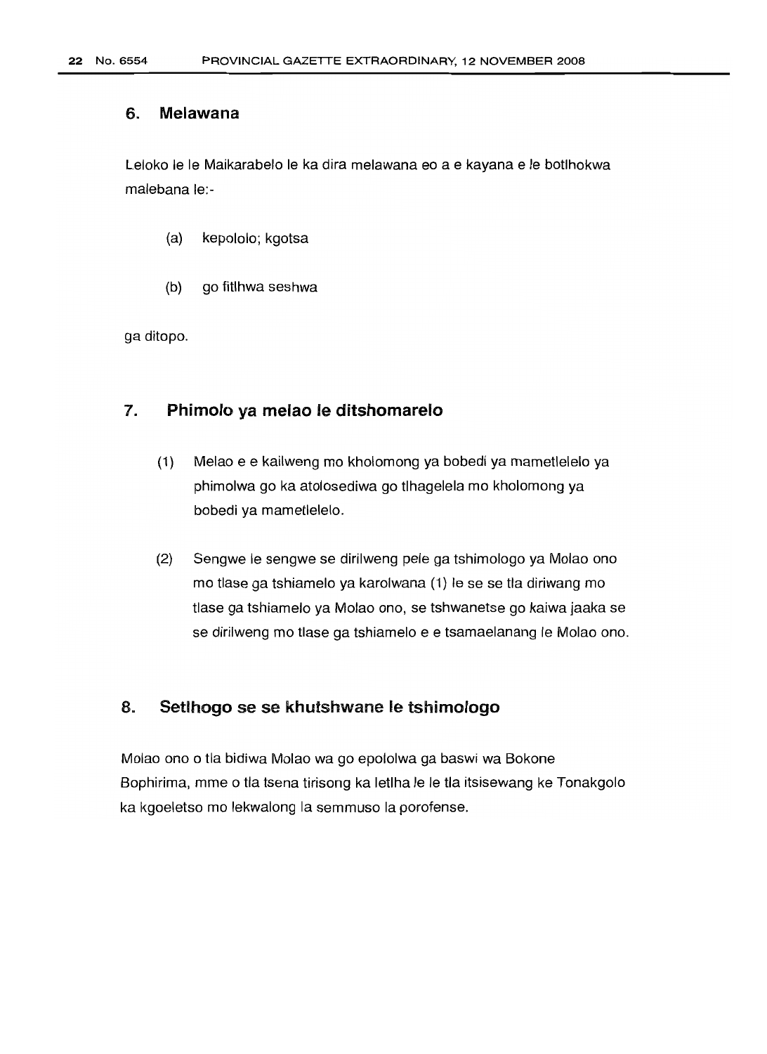## 6. Melawana

Leloko le le Maikarabelo le ka dira melawana eo a e kayana e le botlhokwa malebana le:-

(a) kepololo; kgotsa

(b) go fitlhwa seshwa

ga ditopo.

## 7. Phimolo ya melao le ditshomarelo

(1) Melao e e kailweng mo kholomong ya bobedi ya mametlelelo ya phimolwa go ka atolosediwa go tlhagelela mo kholomong ya bobedi ya mametlelelo.

(2) Sengwe le sengwe se dirilweng pele ga tshimologo ya Molao ono mo tlase ga tshiamelo ya karolwana (1) le se se tla diriwang mo tlase ga tshiamelo ya Molao ono, se tshwanetse go kaiwa jaaka se se dirilweng mo tlase ga tshiamelo e e tsamaelanang le Molao ono.

## 8. Setlhogo se se khutshwane le tshimologo

Molao ono o tla bidiwa Molao wa go epololwa ga baswi wa Bokone Bophirima, mme o tla tsena tirisong ka letlha le le tla itsisewang ke Tonakgolo ka kgoeletso mo lekwalong la semmuso la porofense.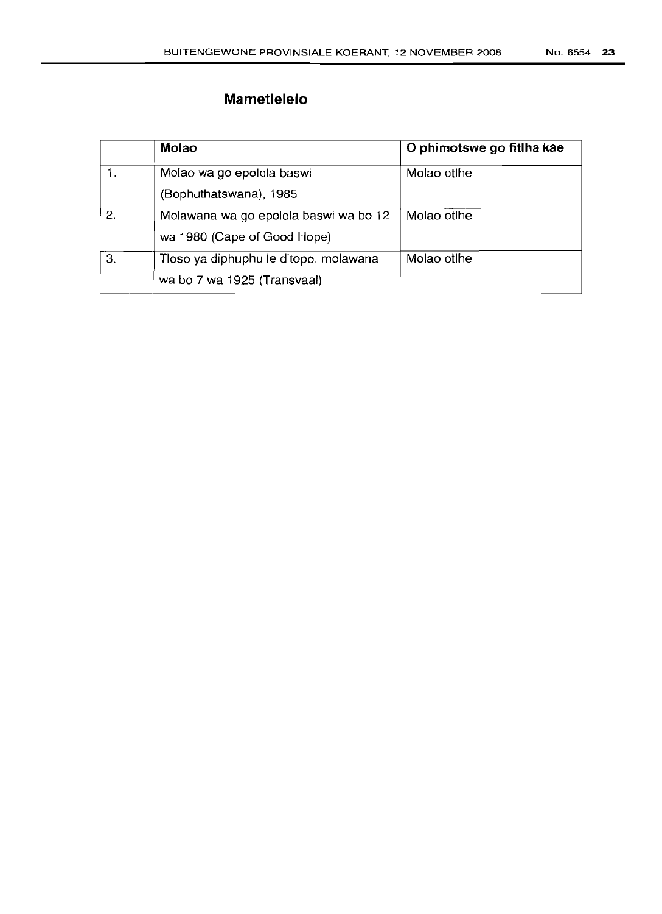## Mametlelelo

| | Molao | O phimotswe go fitlha kae |
|---|---|---|
| 1. | Molao wa go epolola baswi (Bophuthatswana), 1985 | Molao otlhe |
| 2. | Molawana wa go epolola baswi wa bo 12 wa 1980 (Cape of Good Hope) | Molao otlhe |
| 3. | Tloso ya diphuphu le ditopo, molawana wa bo 7 wa 1925 (Transvaal) | Molao otlhe |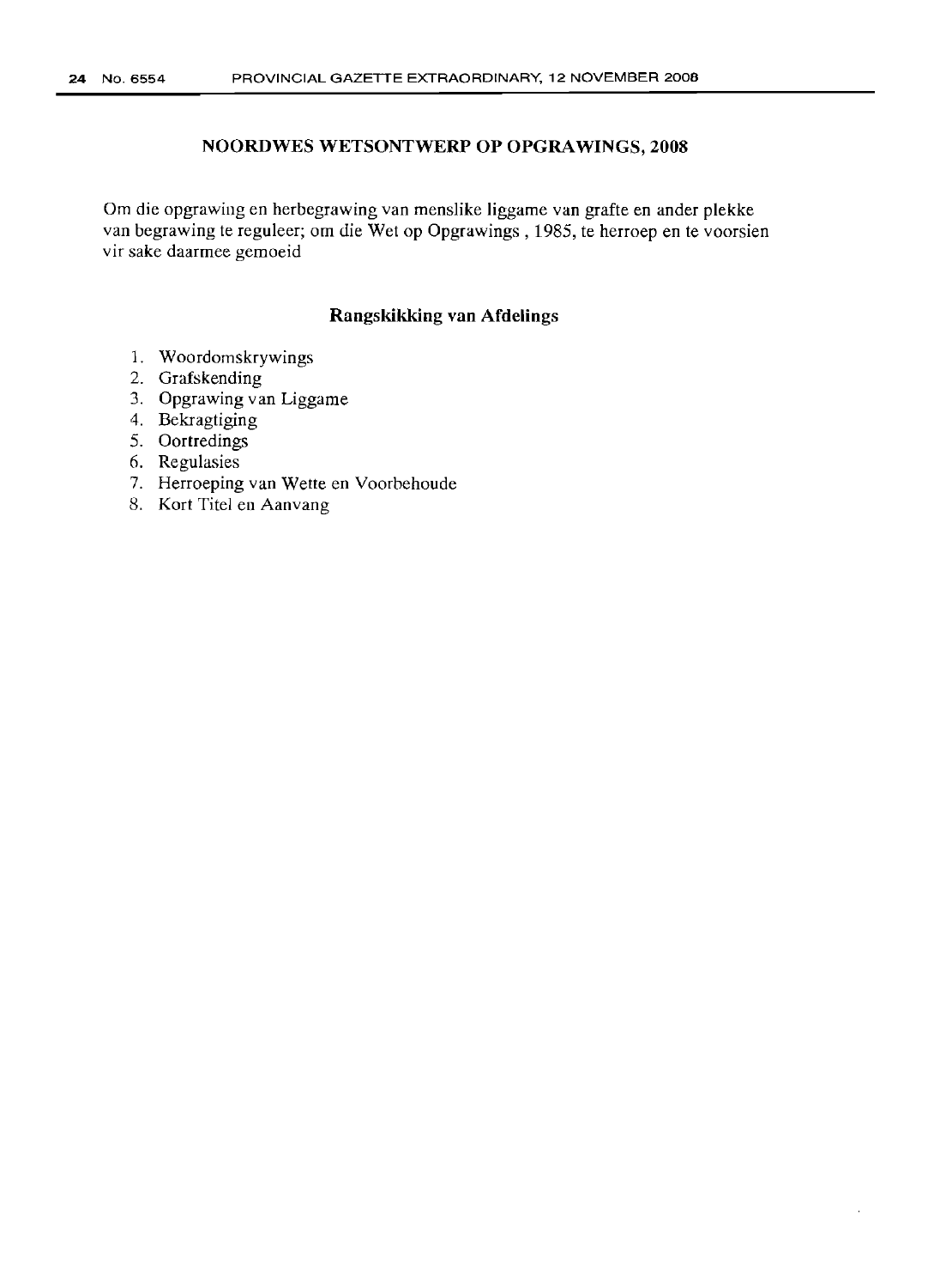# NOORDWES WETSONTWERP OP OPGRAWINGS, 2008

Om die opgrawing en herbegrawing van menslike liggame van grafte en ander plekke van begrawing te reguleer; om die Wet op Opgrawings , 1985, te herroep en te voorsien vir sake daarmee gemoeid

## Rangskikking van Afdelings

1. Woordomskrywings
2. Grafskending
3. Opgrawing van Liggame
4. Bekragtiging
5. Oortredings
6. Regulasies
7. Herroeping van Wette en Voorbehoude
8. Kort Titel en Aanvang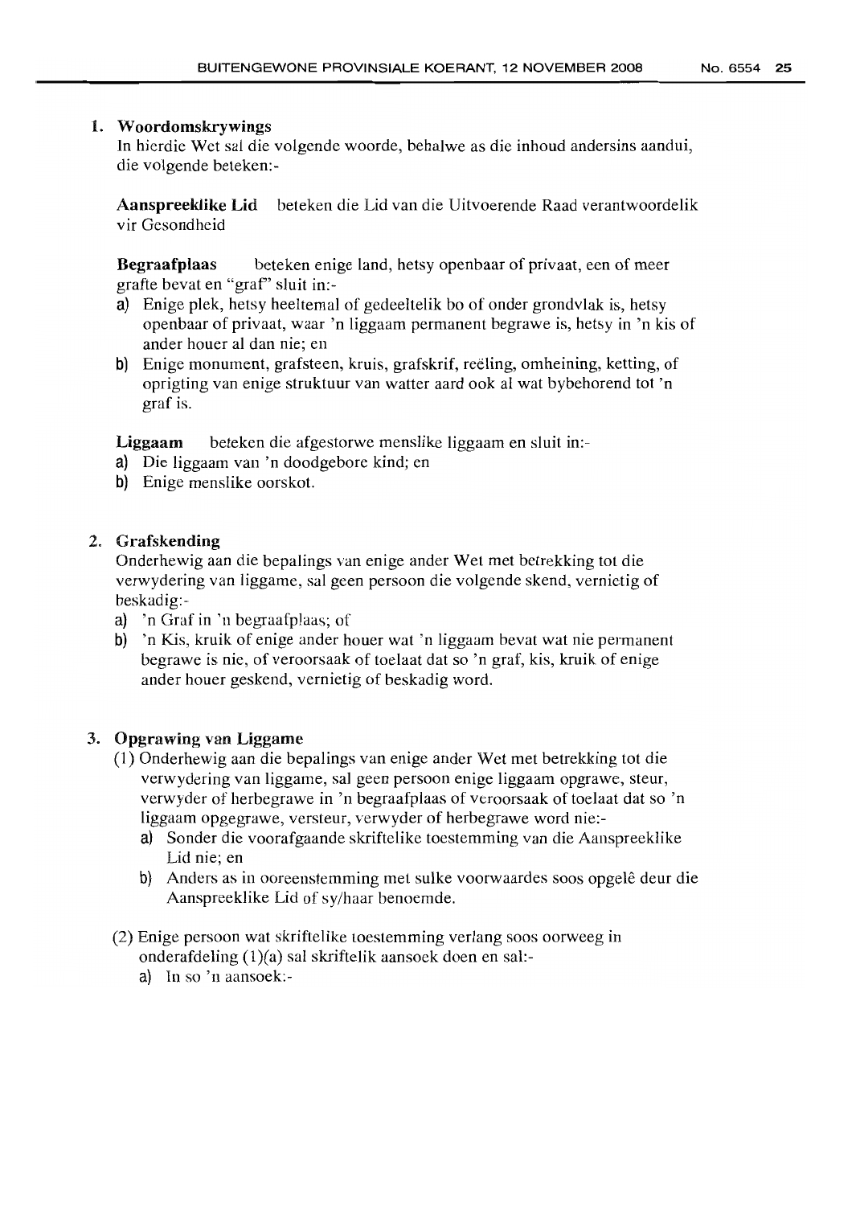**1. Woordomskrywings**

In hierdie Wet sal die volgende woorde, behalwe as die inhoud andersins aandui, die volgende beteken:-

**Aanspreeklike Lid** beteken die Lid van die Uitvoerende Raad verantwoordelik vir Gesondheid

**Begraafplaas** beteken enige land, hetsy openbaar of privaat, een of meer grafte bevat en "graf" sluit in:-

a) Enige plek, hetsy heeltemal of gedeeltelik bo of onder grondvlak is, hetsy openbaar of privaat, waar 'n liggaam permanent begrawe is, hetsy in 'n kis of ander houer al dan nie; en
b) Enige monument, grafsteen, kruis, grafskrif, reëling, omheining, ketting, of oprigting van enige struktuur van watter aard ook al wat bybehorend tot 'n graf is.

**Liggaam** beteken die afgestorwe menslike liggaam en sluit in:-

a) Die liggaam van 'n doodgebore kind; en
b) Enige menslike oorskot.

**2. Grafskending**

Onderhewig aan die bepalings van enige ander Wet met betrekking tot die verwydering van liggame, sal geen persoon die volgende skend, vernietig of beskadig:-

a) 'n Graf in 'n begraafplaas; of
b) 'n Kis, kruik of enige ander houer wat 'n liggaam bevat wat nie permanent begrawe is nie, of veroorsaak of toelaat dat so 'n graf, kis, kruik of enige ander houer geskend, vernietig of beskadig word.

**3. Opgrawing van Liggame**

(1) Onderhewig aan die bepalings van enige ander Wet met betrekking tot die verwydering van liggame, sal geen persoon enige liggaam opgrawe, steur, verwyder of herbegrawe in 'n begraafplaas of veroorsaak of toelaat dat so 'n liggaam opgegrawe, versteur, verwyder of herbegrawe word nie:-

  a) Sonder die voorafgaande skriftelike toestemming van die Aanspreeklike Lid nie; en
  b) Anders as in ooreenstemming met sulke voorwaardes soos opgelê deur die Aanspreeklike Lid of sy/haar benoemde.

(2) Enige persoon wat skriftelike toestemming verlang soos oorweeg in onderafdeling (1)(a) sal skriftelik aansoek doen en sal:-

  a) In so 'n aansoek:-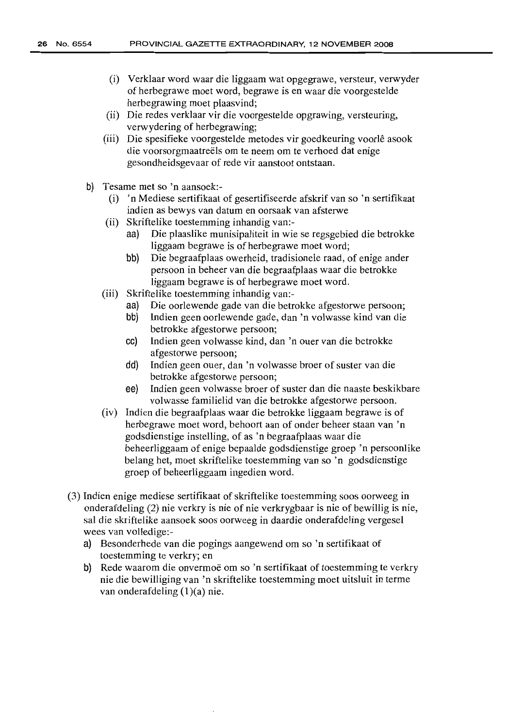(i) Verklaar word waar die liggaam wat opgegrawe, versteur, verwyder of herbegrawe moet word, begrawe is en waar die voorgestelde herbegrawing moet plaasvind;

(ii) Die redes verklaar vir die voorgestelde opgrawing, versteuring, verwydering of herbegrawing;

(iii) Die spesifieke voorgestelde metodes vir goedkeuring voorlê asook die voorsorgmaatreëls om te neem om te verhoed dat enige gesondheidsgevaar of rede vir aanstoot ontstaan.

b) Tesame met so 'n aansoek:-

(i) 'n Mediese sertifikaat of gesertifiseerde afskrif van so 'n sertifikaat indien as bewys van datum en oorsaak van afsterwe

(ii) Skriftelike toestemming inhandig van:-

aa) Die plaaslike munisipaliteit in wie se regsgebied die betrokke liggaam begrawe is of herbegrawe moet word;

bb) Die begraafplaas owerheid, tradisionele raad, of enige ander persoon in beheer van die begraafplaas waar die betrokke liggaam begrawe is of herbegrawe moet word.

(iii) Skriftelike toestemming inhandig van:-

aa) Die oorlewende gade van die betrokke afgestorwe persoon;

bb) Indien geen oorlewende gade, dan 'n volwasse kind van die betrokke afgestorwe persoon;

cc) Indien geen volwasse kind, dan 'n ouer van die betrokke afgestorwe persoon;

dd) Indien geen ouer, dan 'n volwasse broer of suster van die betrokke afgestorwe persoon;

ee) Indien geen volwasse broer of suster dan die naaste beskikbare volwasse familielid van die betrokke afgestorwe persoon.

(iv) Indien die begraafplaas waar die betrokke liggaam begrawe is of herbegrawe moet word, behoort aan of onder beheer staan van 'n godsdienstige instelling, of as 'n begraafplaas waar die beheerliggaam of enige bepaalde godsdienstige groep 'n persoonlike belang het, moet skriftelike toestemming van so 'n godsdienstige groep of beheerliggaam ingedien word.

(3) Indien enige mediese sertifikaat of skriftelike toestemming soos oorweeg in onderafdeling (2) nie verkry is nie of nie verkrygbaar is nie of bewillig is nie, sal die skriftelike aansoek soos oorweeg in daardie onderafdeling vergesel wees van volledige:-

a) Besonderhede van die pogings aangewend om so 'n sertifikaat of toestemming te verkry; en

b) Rede waarom die onvermoë om so 'n sertifikaat of toestemming te verkry nie die bewilliging van 'n skriftelike toestemming moet uitsluit in terme van onderafdeling (1)(a) nie.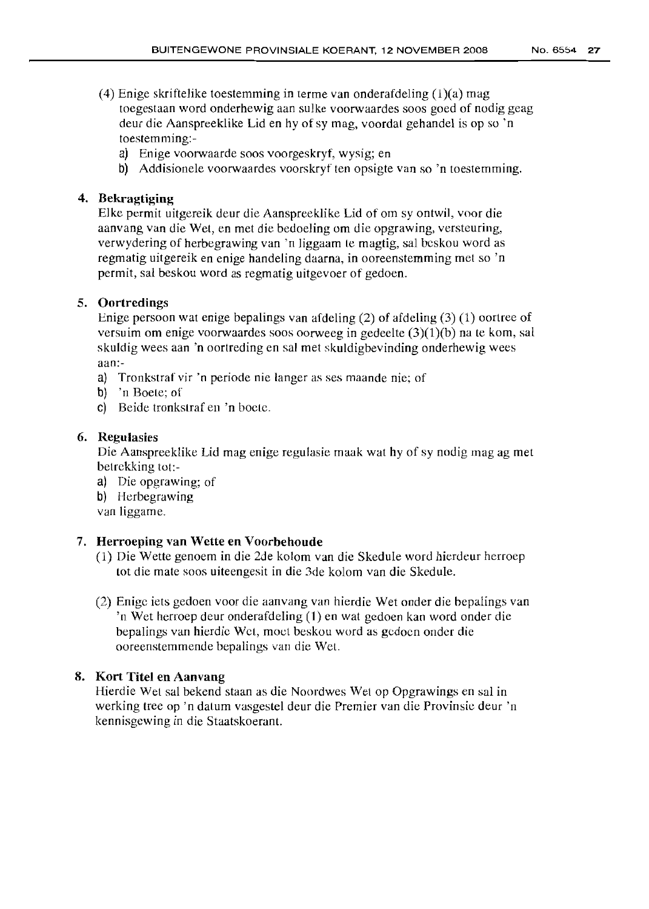(4) Enige skriftelike toestemming in terme van onderafdeling (1)(a) mag toegestaan word onderhewig aan sulke voorwaardes soos goed of nodig geag deur die Aanspreeklike Lid en hy of sy mag, voordat gehandel is op so 'n toestemming:-

a) Enige voorwaarde soos voorgeskryf, wysig; en
b) Addisionele voorwaardes voorskryf ten opsigte van so 'n toestemming.

**4. Bekragtiging**

Elke permit uitgereik deur die Aanspreeklike Lid of om sy ontwil, voor die aanvang van die Wet, en met die bedoeling om die opgrawing, versteuring, verwydering of herbegrawing van 'n liggaam te magtig, sal beskou word as regmatig uitgereik en enige handeling daarna, in ooreenstemming met so 'n permit, sal beskou word as regmatig uitgevoer of gedoen.

**5. Oortredings**

Enige persoon wat enige bepalings van afdeling (2) of afdeling (3) (1) oortree of versuim om enige voorwaardes soos oorweeg in gedeelte (3)(1)(b) na te kom, sal skuldig wees aan 'n oortreding en sal met skuldigbevinding onderhewig wees aan:-

a) Tronkstraf vir 'n periode nie langer as ses maande nie; of
b) 'n Boete; of
c) Beide tronkstraf en 'n boete.

**6. Regulasies**

Die Aanspreeklike Lid mag enige regulasie maak wat hy of sy nodig mag ag met betrekking tot:-

a) Die opgrawing; of
b) Herbegrawing

van liggame.

**7. Herroeping van Wette en Voorbehoude**

(1) Die Wette genoem in die 2de kolom van die Skedule word hierdeur herroep tot die mate soos uiteengesit in die 3de kolom van die Skedule.

(2) Enige iets gedoen voor die aanvang van hierdie Wet onder die bepalings van 'n Wet herroep deur onderafdeling (1) en wat gedoen kan word onder die bepalings van hierdie Wet, moet beskou word as gedoen onder die ooreenstemmende bepalings van die Wet.

**8. Kort Titel en Aanvang**

Hierdie Wet sal bekend staan as die Noordwes Wet op Opgrawings en sal in werking tree op 'n datum vasgestel deur die Premier van die Provinsie deur 'n kennisgewing in die Staatskoerant.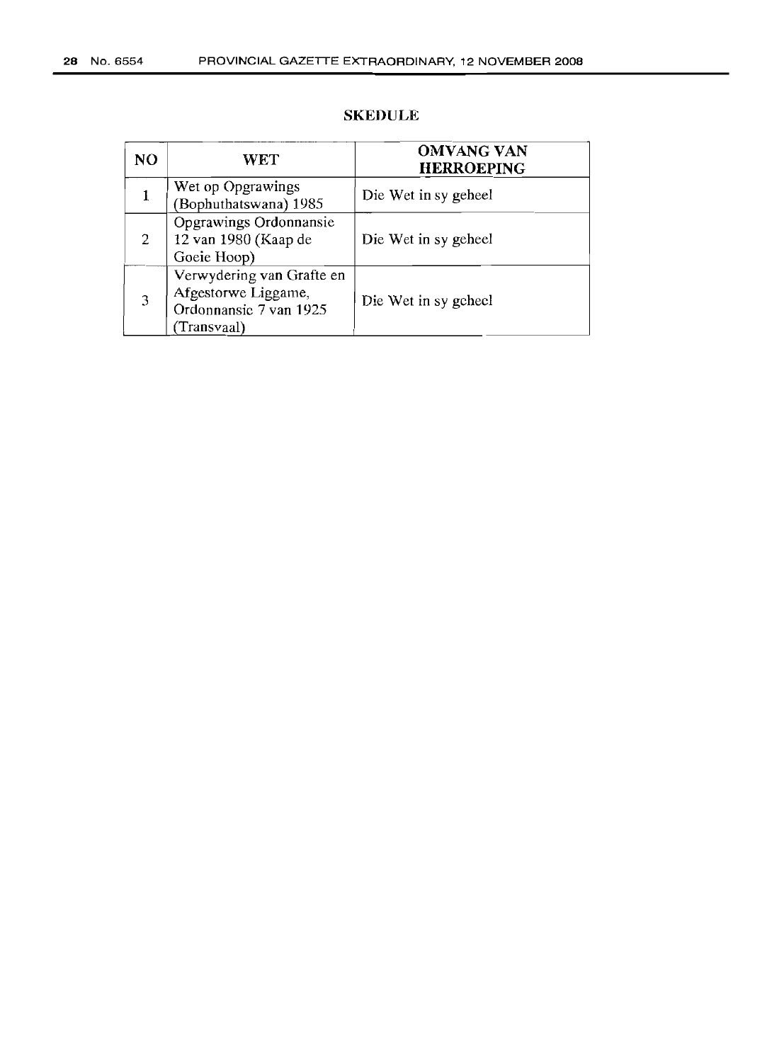## SKEDULE

| NO | WET | OMVANG VAN HERROEPING |
|---|---|---|
| 1 | Wet op Opgrawings (Bophuthatswana) 1985 | Die Wet in sy geheel |
| 2 | Opgrawings Ordonnansie 12 van 1980 (Kaap de Goeie Hoop) | Die Wet in sy geheel |
| 3 | Verwydering van Grafte en Afgestorwe Liggame, Ordonnansie 7 van 1925 (Transvaal) | Die Wet in sy geheel |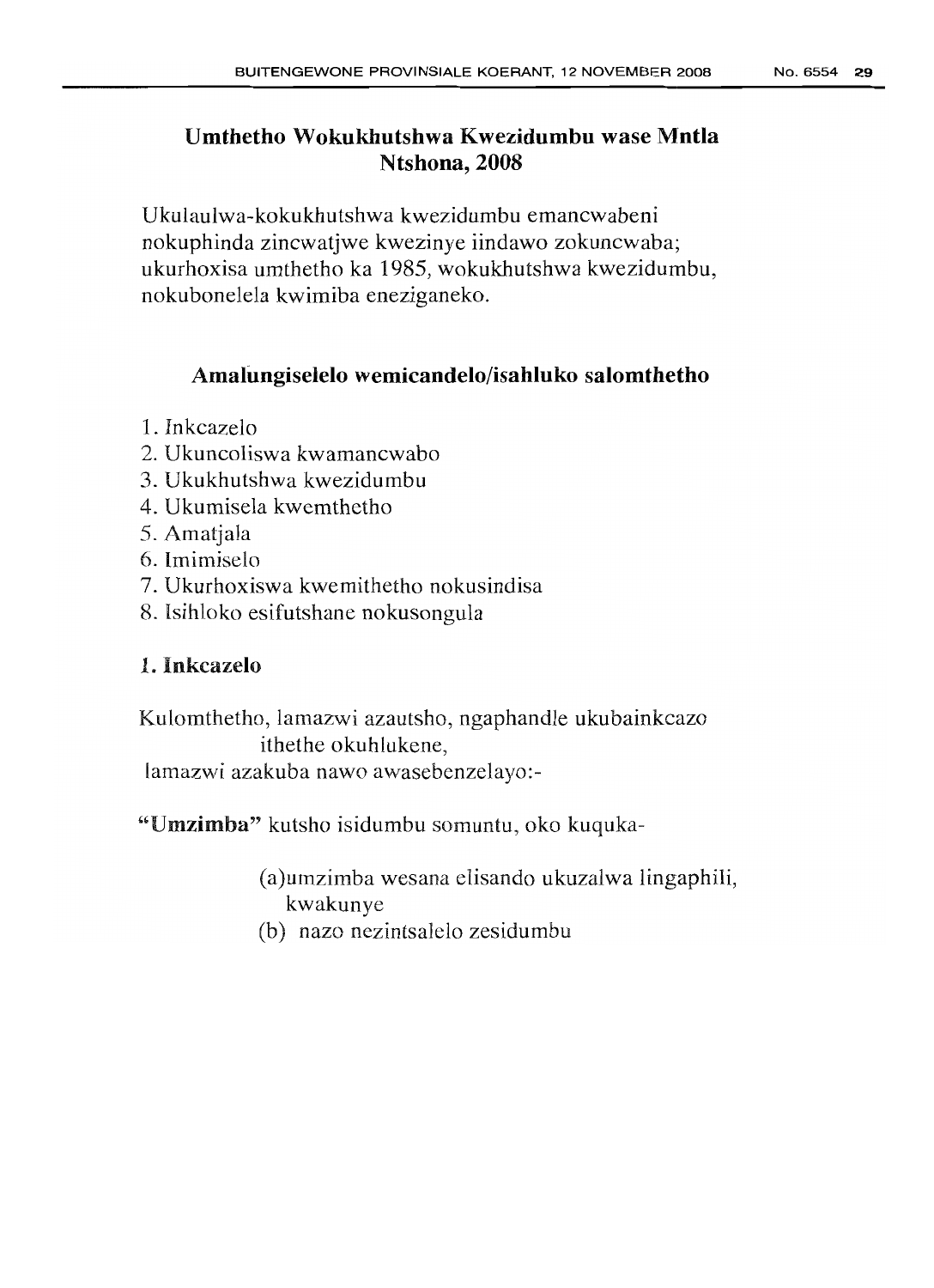## Umthetho Wokukhutshwa Kwezidumbu wase Mntla Ntshona, 2008

Ukulaulwa-kokukhutshwa kwezidumbu emancwabeni nokuphinda zincwatjwe kwezinye iindawo zokuncwaba; ukurhoxisa umthetho ka 1985, wokukhutshwa kwezidumbu, nokubonelela kwimiba eneziganeko.

### Amalungiselelo wemicandelo/isahluko salomthetho

1. Inkcazelo
2. Ukuncoliswa kwamancwabo
3. Ukukhutshwa kwezidumbu
4. Ukumisela kwemthetho
5. Amatjala
6. Imimiselo
7. Ukurhoxiswa kwemithetho nokusindisa
8. Isihloko esifutshane nokusongula

### 1. Inkcazelo

Kulomthetho, lamazwi azautsho, ngaphandle ukubainkcazo ithethe okuhlukene,
lamazwi azakuba nawo awasebenzelayo:-

**"Umzimba"** kutsho isidumbu somuntu, oko kuquka-

(a)umzimba wesana elisando ukuzalwa lingaphili, kwakunye
(b) nazo nezintsalelo zesidumbu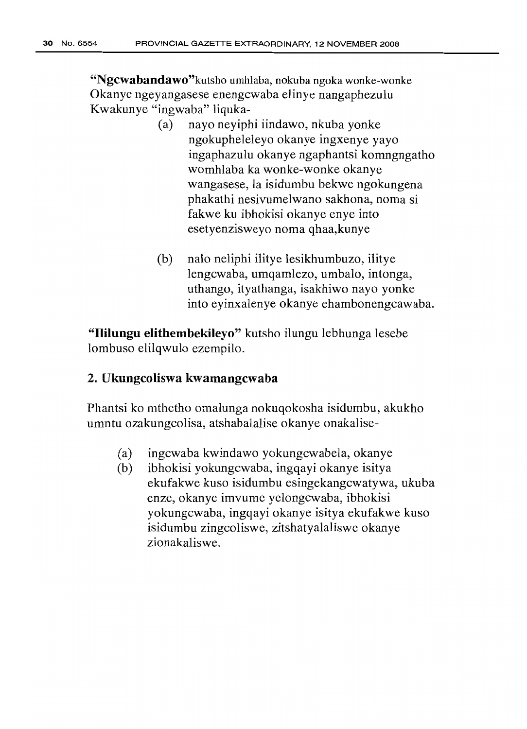**"Ngcwabandawo"** kutsho umhlaba, nokuba ngoka wonke-wonke Okanye ngeyangasese enengcwaba elinye nangaphezulu Kwakunye "ingwaba" liquka-

(a) nayo neyiphi iindawo, nkuba yonke ngokupheleleyo okanye ingxenye yayo ingaphazulu okanye ngaphantsi komngngatho womhlaba ka wonke-wonke okanye wangasese, la isidumbu bekwe ngokungena phakathi nesivumelwano sakhona, noma si fakwe ku ibhokisi okanye enye into esetyenzisweyo noma qhaa,kunye

(b) nalo neliphi ilitye lesikhumbuzo, ilitye lengcwaba, umqamlezo, umbalo, intonga, uthango, ityathanga, isakhiwo nayo yonke into eyinxalenye okanye ehambonengcawaba.

**"Ililungu elithembekileyo"** kutsho ilungu lebhunga lesebe lombuso elilqwulo ezempilo.

## 2. Ukungcoliswa kwamangcwaba

Phantsi ko mthetho omalunga nokuqokosha isidumbu, akukho umntu ozakungcolisa, atshabalalise okanye onakalise-

(a) ingcwaba kwindawo yokungcwabela, okanye
(b) ibhokisi yokungcwaba, ingqayi okanye isitya ekufakwe kuso isidumbu esingekangcwatywa, ukuba enze, okanye imvume yelongcwaba, ibhokisi yokungcwaba, ingqayi okanye isitya ekufakwe kuso isidumbu zingcoliswe, zitshatyalaliswe okanye zionakaliswe.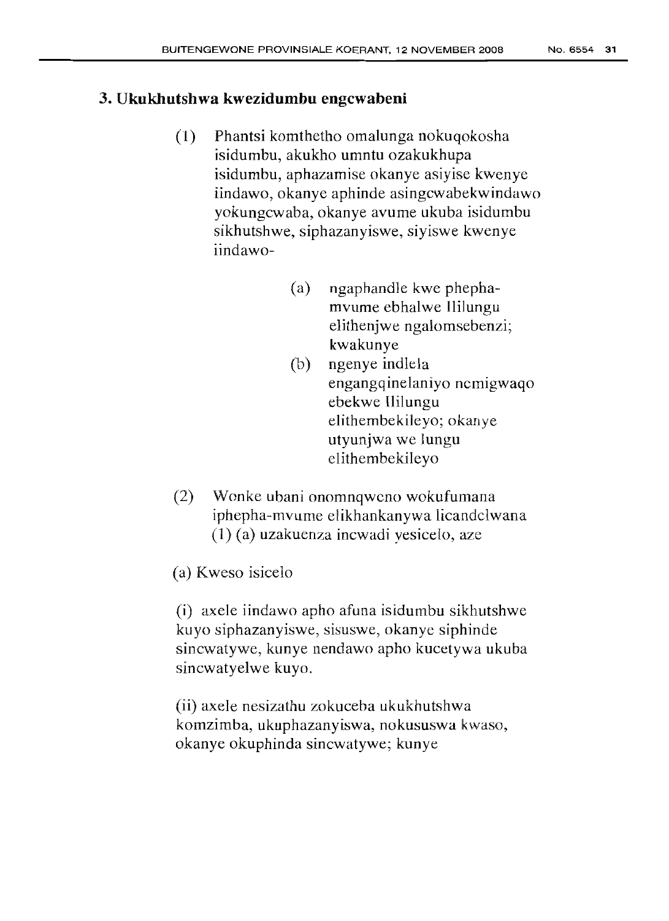### 3. Ukukhutshwa kwezidumbu engcwabeni

(1) Phantsi komthetho omalunga nokuqokosha isidumbu, akukho umntu ozakukhupa isidumbu, aphazamise okanye asiyise kwenye iindawo, okanye aphinde asingcwabekwindawo yokungcwaba, okanye avume ukuba isidumbu sikhutshwe, siphazanyiswe, siyiswe kwenye iindawo-

- (a) ngaphandle kwe phepha-mvume ebhalwe Ililungu elithenjwe ngalomsebenzi; kwakunye
- (b) ngenye indlela engangqinelaniyo nemigwaqo ebekwe Ililungu elithembekileyo; okanye utyunjwa we lungu elithembekileyo

(2) Wonke ubani onomnqweno wokufumana iphepha-mvume elikhankanywa licandelwana (1) (a) uzakuenza incwadi yesicelo, aze

(a) Kweso isicelo

(i) axele iindawo apho afuna isidumbu sikhutshwe kuyo siphazanyiswe, sisuswe, okanye siphinde sincwatywe, kunye nendawo apho kucetywa ukuba sincwatyelwe kuyo.

(ii) axele nesizathu zokuceba ukukhutshwa komzimba, ukuphazanyiswa, nokususwa kwaso, okanye okuphinda sincwatywe; kunye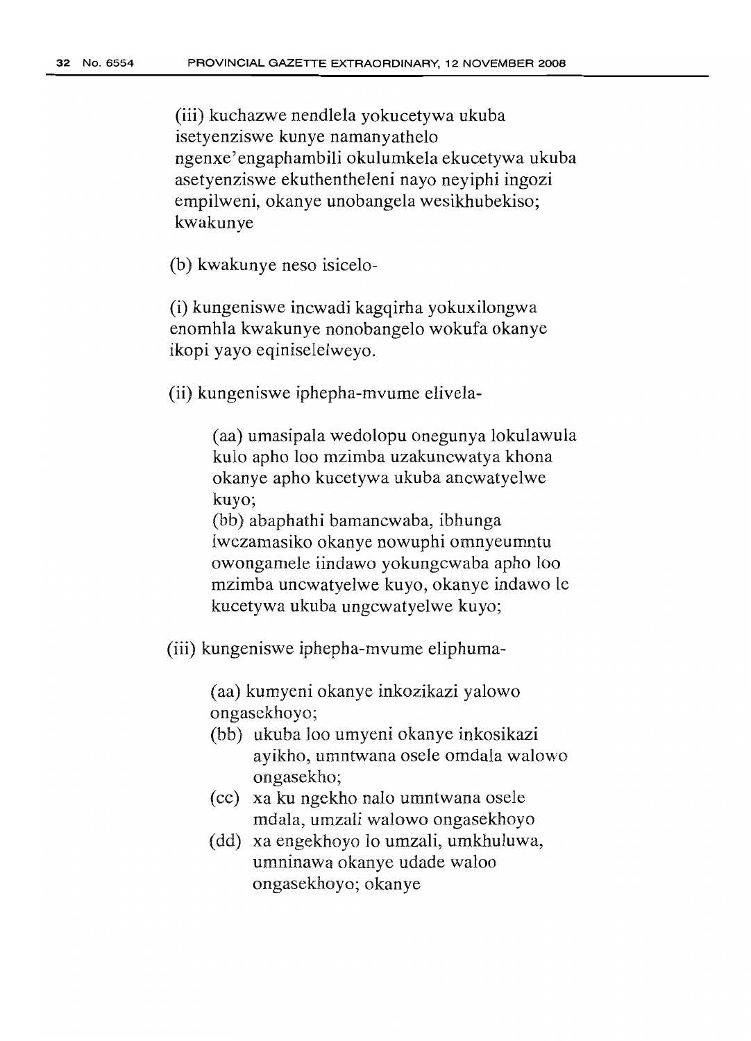(iii) kuchazwe nendlela yokucetywa ukuba isetyenziswe kunye namanyathelo ngenxe'engaphambili okulumkela ekucetywa ukuba asetyenziswe ekuthentheleni nayo neyiphi ingozi empilweni, okanye unobangela wesikhubekiso; kwakunye

(b) kwakunye neso isicelo-

(i) kungeniswe incwadi kagqirha yokuxilongwa enomhla kwakunye nonobangelo wokufa okanye ikopi yayo eqiniselelweyo.

(ii) kungeniswe iphepha-mvume elivela-

> (aa) umasipala wedolopu onegunya lokulawula kulo apho loo mzimba uzakuncwatya khona okanye apho kucetywa ukuba ancwatyelwe kuyo;
>
> (bb) abaphathi bamancwaba, ibhunga lwezamasiko okanye nowuphi omnyeumntu owongamele iindawo yokungcwaba apho loo mzimba uncwatyelwe kuyo, okanye indawo le kucetywa ukuba ungcwatyelwe kuyo;

(iii) kungeniswe iphepha-mvume eliphuma-

> (aa) kumyeni okanye inkozikazi yalowo ongasekhoyo;
>
> (bb) ukuba loo umyeni okanye inkosikazi ayikho, umntwana osele omdala walowo ongasekho;
>
> (cc) xa ku ngekho nalo umntwana osele mdala, umzali walowo ongasekhoyo
>
> (dd) xa engekhoyo lo umzali, umkhuluwa, umninawa okanye udade waloo ongasekhoyo; okanye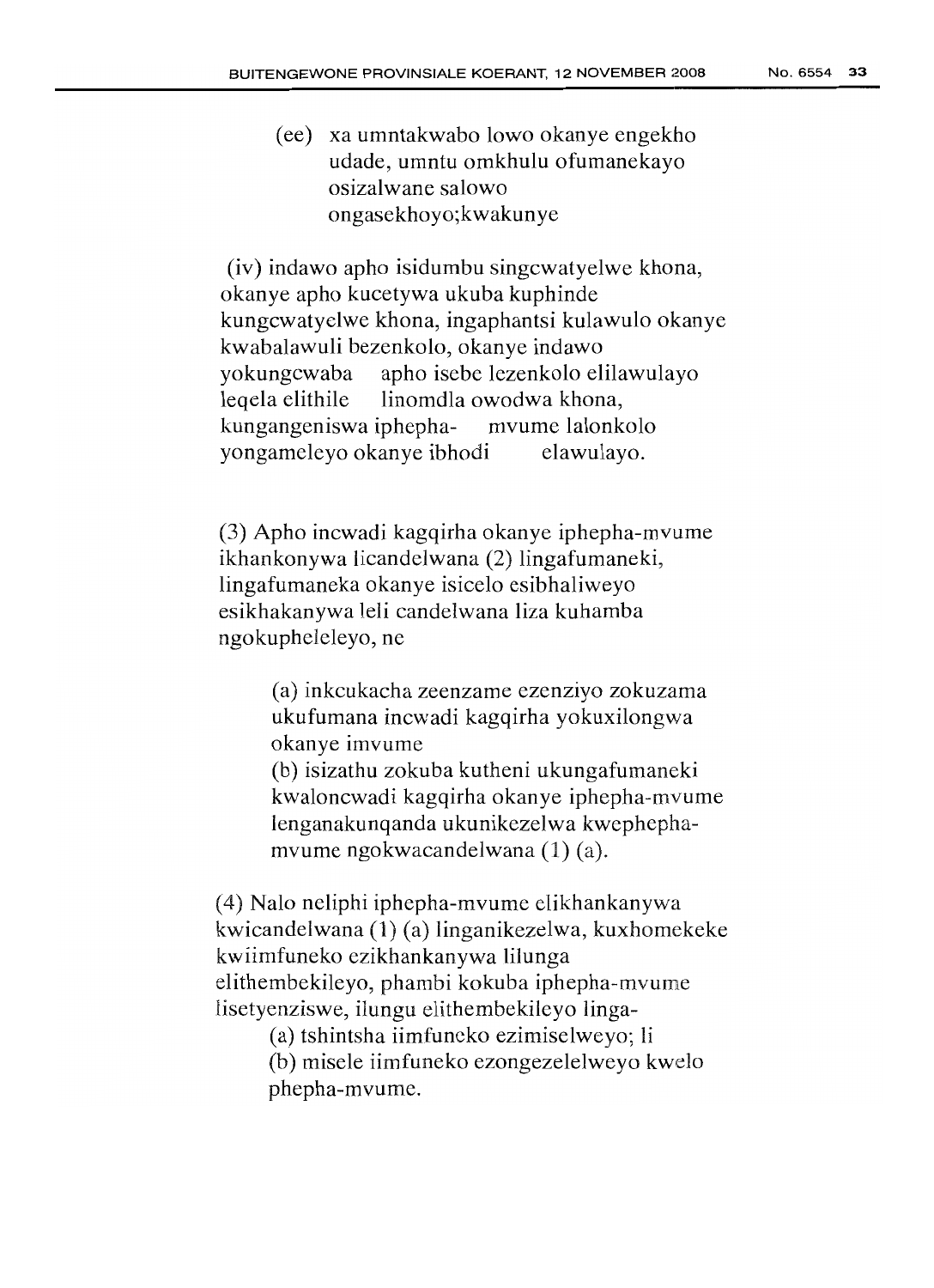(ee) xa umntakwabo lowo okanye engekho udade, umntu omkhulu ofumanekayo osizalwane salowo ongasekhoyo;kwakunye

(iv) indawo apho isidumbu singcwatyelwe khona, okanye apho kucetywa ukuba kuphinde kungcwatyelwe khona, ingaphantsi kulawulo okanye kwabalawuli bezenkolo, okanye indawo yokungcwaba apho isebe lezenkolo elilawulayo leqela elithile linomdla owodwa khona, kungangeniswa iphepha- mvume lalonkolo yongameleyo okanye ibhodi elawulayo.

(3) Apho incwadi kagqirha okanye iphepha-mvume ikhankonywa licandelwana (2) lingafumaneki, lingafumaneka okanye isicelo esibhaliweyo esikhakanywa leli candelwana liza kuhamba ngokupheleleyo, ne

(a) inkcukacha zeenzame ezenziyo zokuzama ukufumana incwadi kagqirha yokuxilongwa okanye imvume
(b) isizathu zokuba kutheni ukungafumaneki kwaloncwadi kagqirha okanye iphepha-mvume lenganakunqanda ukunikezelwa kwephepha-mvume ngokwacandelwana (1) (a).

(4) Nalo neliphi iphepha-mvume elikhankanywa kwicandelwana (1) (a) linganikezelwa, kuxhomekeke kwiimfuneko ezikhankanywa lilunga elithembekileyo, phambi kokuba iphepha-mvume lisetyenziswe, ilungu elithembekileyo linga-

(a) tshintsha iimfuneko ezimiselweyo; li
(b) misele iimfuneko ezongezelelweyo kwelo phepha-mvume.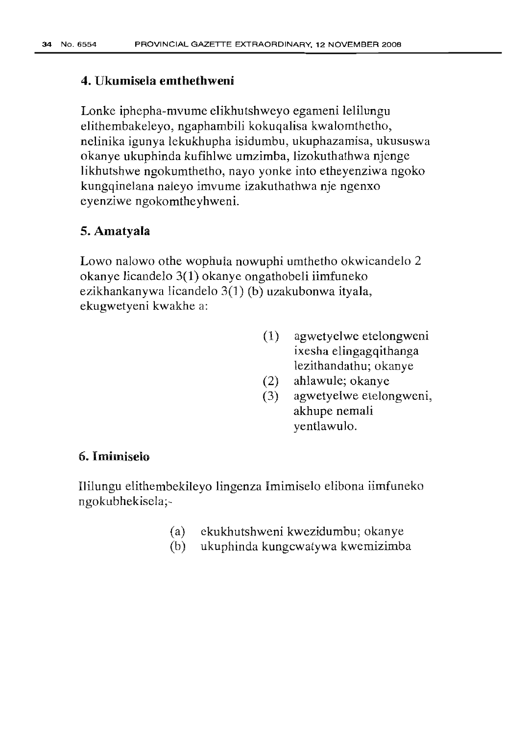### 4. Ukumisela emthethweni

Lonke iphepha-mvume elikhutshweyo egameni lelilungu elithembakeleyo, ngaphambili kokuqalisa kwalomthetho, nelinika igunya lekukhupha isidumbu, ukuphazamisa, ukususwa okanye ukuphinda kufihlwe umzimba, lizokuthathwa njenge likhutshwe ngokumthetho, nayo yonke into etheyenziwa ngoko kungqinelana naleyo imvume izakuthathwa nje ngenxo eyenziwe ngokomtheyhweni.

### 5. Amatyala

Lowo nalowo othe wophula nowuphi umthetho okwicandelo 2 okanye licandelo 3(1) okanye ongathobeli iimfuneko ezikhankanywa licandelo 3(1) (b) uzakubonwa ityala, ekugwetyeni kwakhe a:

(1) agwetyelwe etelongweni ixesha elingagqithanga lezithandathu; okanye
(2) ahlawule; okanye
(3) agwetyelwe etelongweni, akhupe nemali yentlawulo.

### 6. Imimiselo

Ililungu elithembekileyo lingenza Imimiselo elibona iimfuneko ngokubhekisela;-

(a) ekukhutshweni kwezidumbu; okanye
(b) ukuphinda kungcwatywa kwemizimba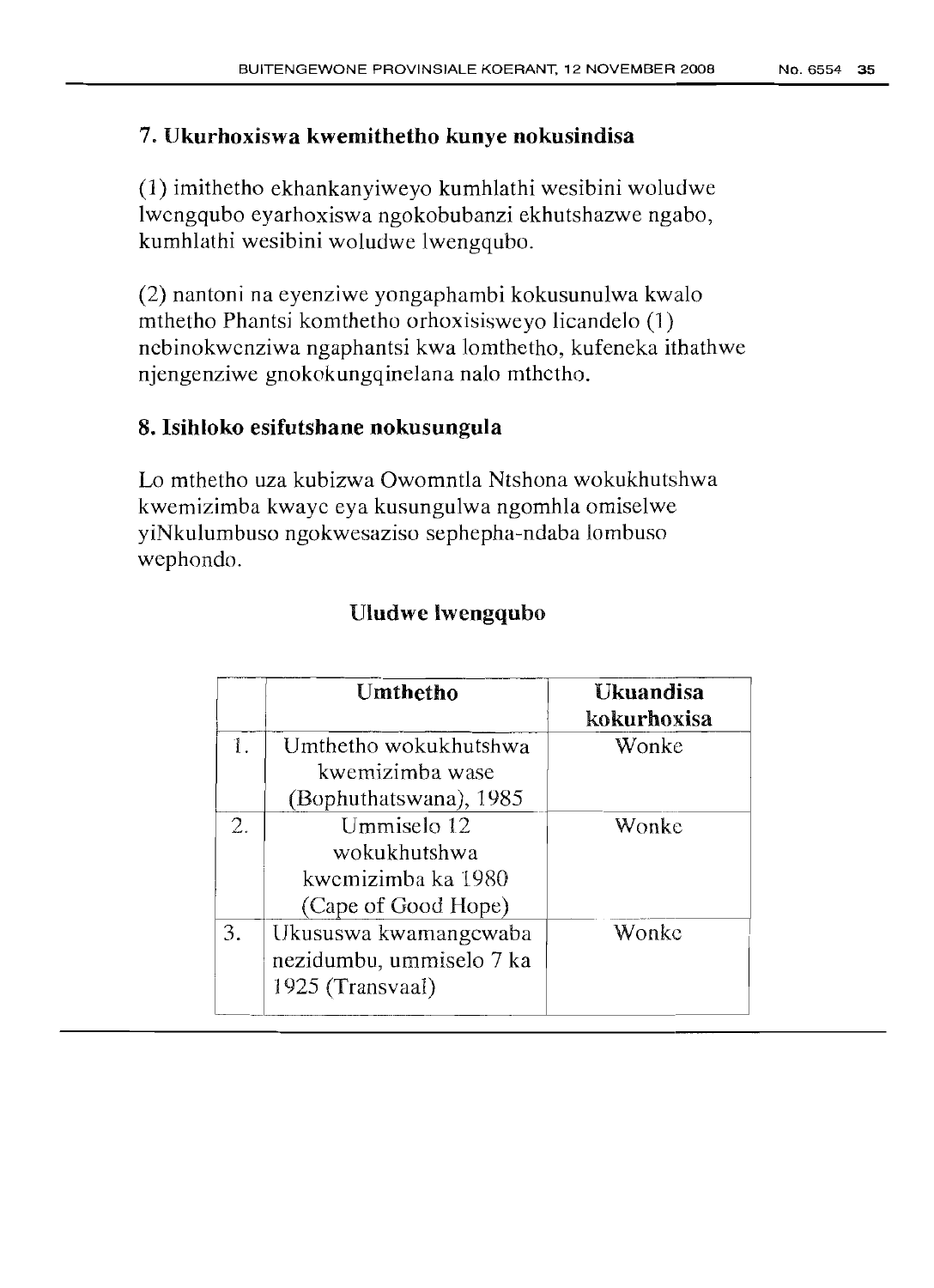## 7. Ukurhoxiswa kwemithetho kunye nokusindisa

(1) imithetho ekhankanyiweyo kumhlathi wesibini woludwe lwengqubo eyarhoxiswa ngokobubanzi ekhutshazwe ngabo, kumhlathi wesibini woludwe lwengqubo.

(2) nantoni na eyenziwe yongaphambi kokusunulwa kwalo mthetho Phantsi komthetho orhoxisisweyo licandelo (1) nebinokwenziwa ngaphantsi kwa lomthetho, kufeneka ithathwe njengenziwe gnokokungqinelana nalo mthetho.

## 8. Isihloko esifutshane nokusungula

Lo mthetho uza kubizwa Owomntla Ntshona wokukhutshwa kwemizimba kwaye eya kusungulwa ngomhla omiselwe yiNkulumbuso ngokwesaziso sephepha-ndaba lombuso wephondo.

### Uludwe lwengqubo

| | Umthetho | Ukuandisa kokurhoxisa |
|---|---|---|
| 1. | Umthetho wokukhutshwa kwemizimba wase (Bophuthatswana), 1985 | Wonke |
| 2. | Ummiselo 12 wokukhutshwa kwemizimba ka 1980 (Cape of Good Hope) | Wonke |
| 3. | Ukususwa kwamangcwaba nezidumbu, ummiselo 7 ka 1925 (Transvaal) | Wonke |